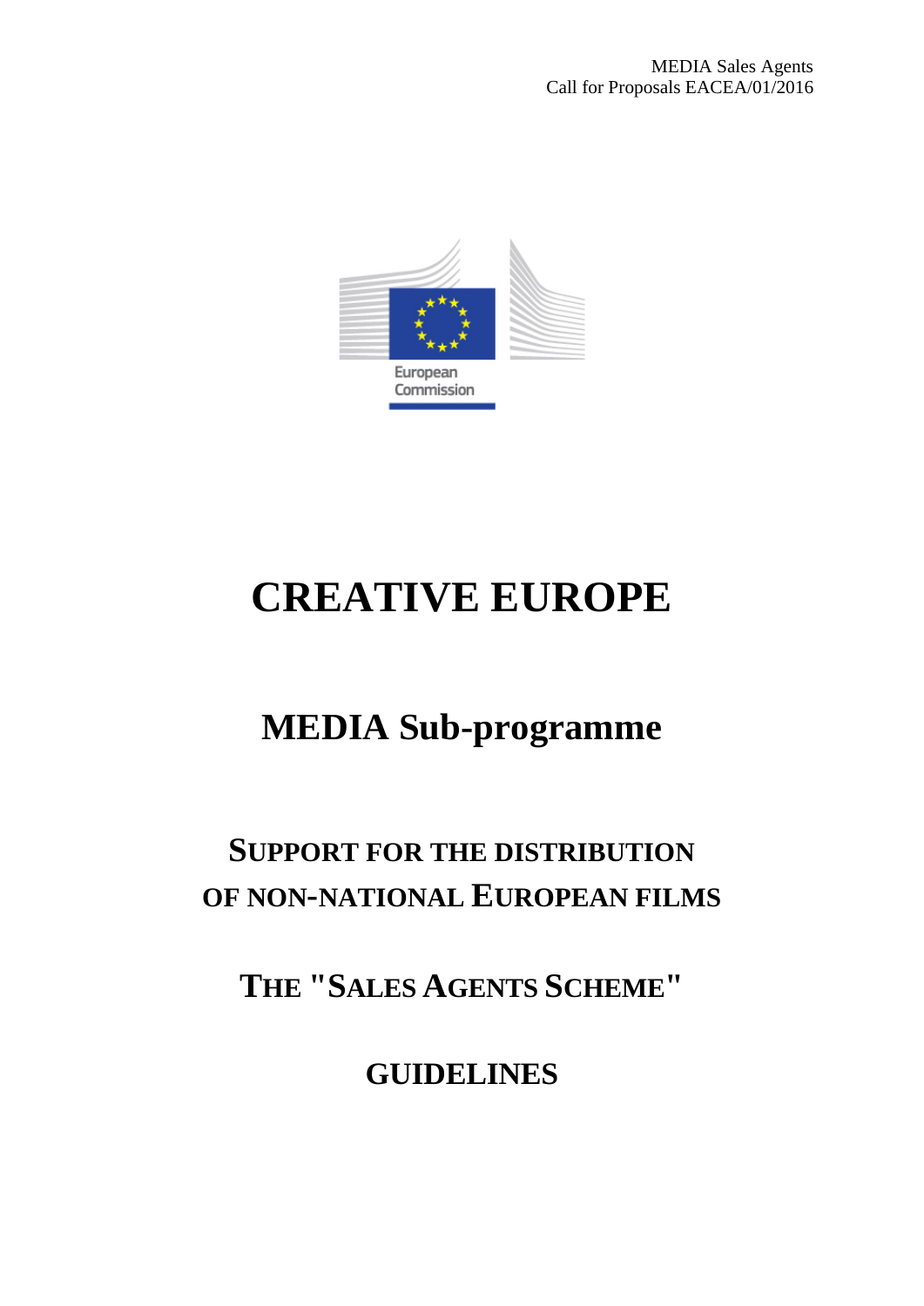MEDIA Sales Agents
Call for Proposals EACEA/01/2016

European Commission

# CREATIVE EUROPE

## MEDIA Sub-programme

## SUPPORT FOR THE DISTRIBUTION OF NON-NATIONAL EUROPEAN FILMS

## THE "SALES AGENTS SCHEME"

## GUIDELINES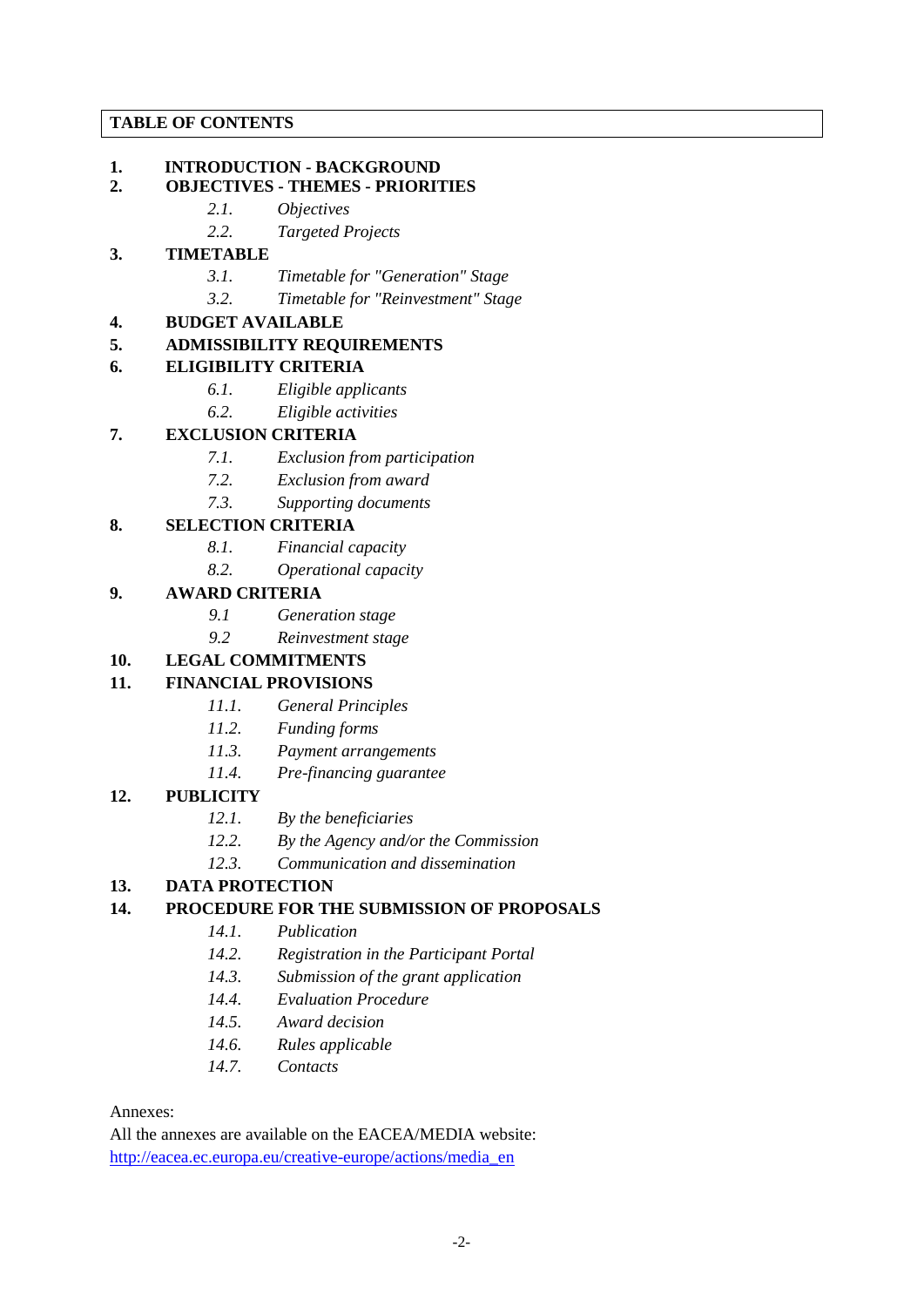**TABLE OF CONTENTS**

**1. INTRODUCTION - BACKGROUND**

**2. OBJECTIVES - THEMES - PRIORITIES**

- *2.1. Objectives*
- *2.2. Targeted Projects*

**3. TIMETABLE**

- *3.1. Timetable for "Generation" Stage*
- *3.2. Timetable for "Reinvestment" Stage*

**4. BUDGET AVAILABLE**

**5. ADMISSIBILITY REQUIREMENTS**

**6. ELIGIBILITY CRITERIA**

- *6.1. Eligible applicants*
- *6.2. Eligible activities*

**7. EXCLUSION CRITERIA**

- *7.1. Exclusion from participation*
- *7.2. Exclusion from award*
- *7.3. Supporting documents*

**8. SELECTION CRITERIA**

- *8.1. Financial capacity*
- *8.2. Operational capacity*

**9. AWARD CRITERIA**

- *9.1 Generation stage*
- *9.2 Reinvestment stage*

**10. LEGAL COMMITMENTS**

**11. FINANCIAL PROVISIONS**

- *11.1. General Principles*
- *11.2. Funding forms*
- *11.3. Payment arrangements*
- *11.4. Pre-financing guarantee*

**12. PUBLICITY**

- *12.1. By the beneficiaries*
- *12.2. By the Agency and/or the Commission*
- *12.3. Communication and dissemination*

**13. DATA PROTECTION**

**14. PROCEDURE FOR THE SUBMISSION OF PROPOSALS**

- *14.1. Publication*
- *14.2. Registration in the Participant Portal*
- *14.3. Submission of the grant application*
- *14.4. Evaluation Procedure*
- *14.5. Award decision*
- *14.6. Rules applicable*
- *14.7. Contacts*

Annexes:

All the annexes are available on the EACEA/MEDIA website:
http://eacea.ec.europa.eu/creative-europe/actions/media_en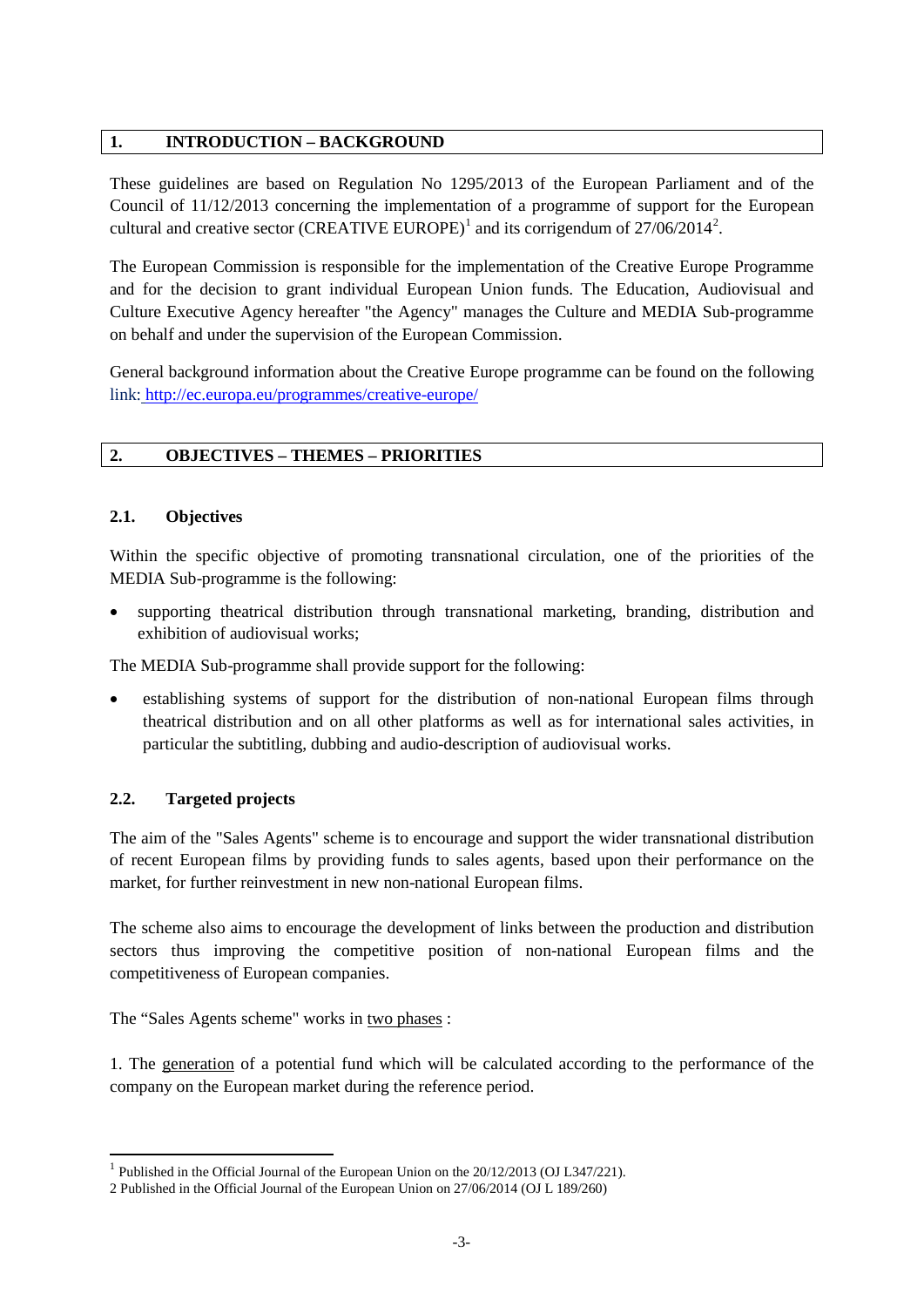## 1. INTRODUCTION – BACKGROUND

These guidelines are based on Regulation No 1295/2013 of the European Parliament and of the Council of 11/12/2013 concerning the implementation of a programme of support for the European cultural and creative sector (CREATIVE EUROPE)[1] and its corrigendum of 27/06/2014[2].

The European Commission is responsible for the implementation of the Creative Europe Programme and for the decision to grant individual European Union funds. The Education, Audiovisual and Culture Executive Agency hereafter "the Agency" manages the Culture and MEDIA Sub-programme on behalf and under the supervision of the European Commission.

General background information about the Creative Europe programme can be found on the following link: http://ec.europa.eu/programmes/creative-europe/

## 2. OBJECTIVES – THEMES – PRIORITIES

### 2.1. Objectives

Within the specific objective of promoting transnational circulation, one of the priorities of the MEDIA Sub-programme is the following:

- supporting theatrical distribution through transnational marketing, branding, distribution and exhibition of audiovisual works;

The MEDIA Sub-programme shall provide support for the following:

- establishing systems of support for the distribution of non-national European films through theatrical distribution and on all other platforms as well as for international sales activities, in particular the subtitling, dubbing and audio-description of audiovisual works.

### 2.2. Targeted projects

The aim of the "Sales Agents" scheme is to encourage and support the wider transnational distribution of recent European films by providing funds to sales agents, based upon their performance on the market, for further reinvestment in new non-national European films.

The scheme also aims to encourage the development of links between the production and distribution sectors thus improving the competitive position of non-national European films and the competitiveness of European companies.

The "Sales Agents scheme" works in two phases :

1. The generation of a potential fund which will be calculated according to the performance of the company on the European market during the reference period.

---

[1] Published in the Official Journal of the European Union on the 20/12/2013 (OJ L347/221).

[2] Published in the Official Journal of the European Union on 27/06/2014 (OJ L 189/260)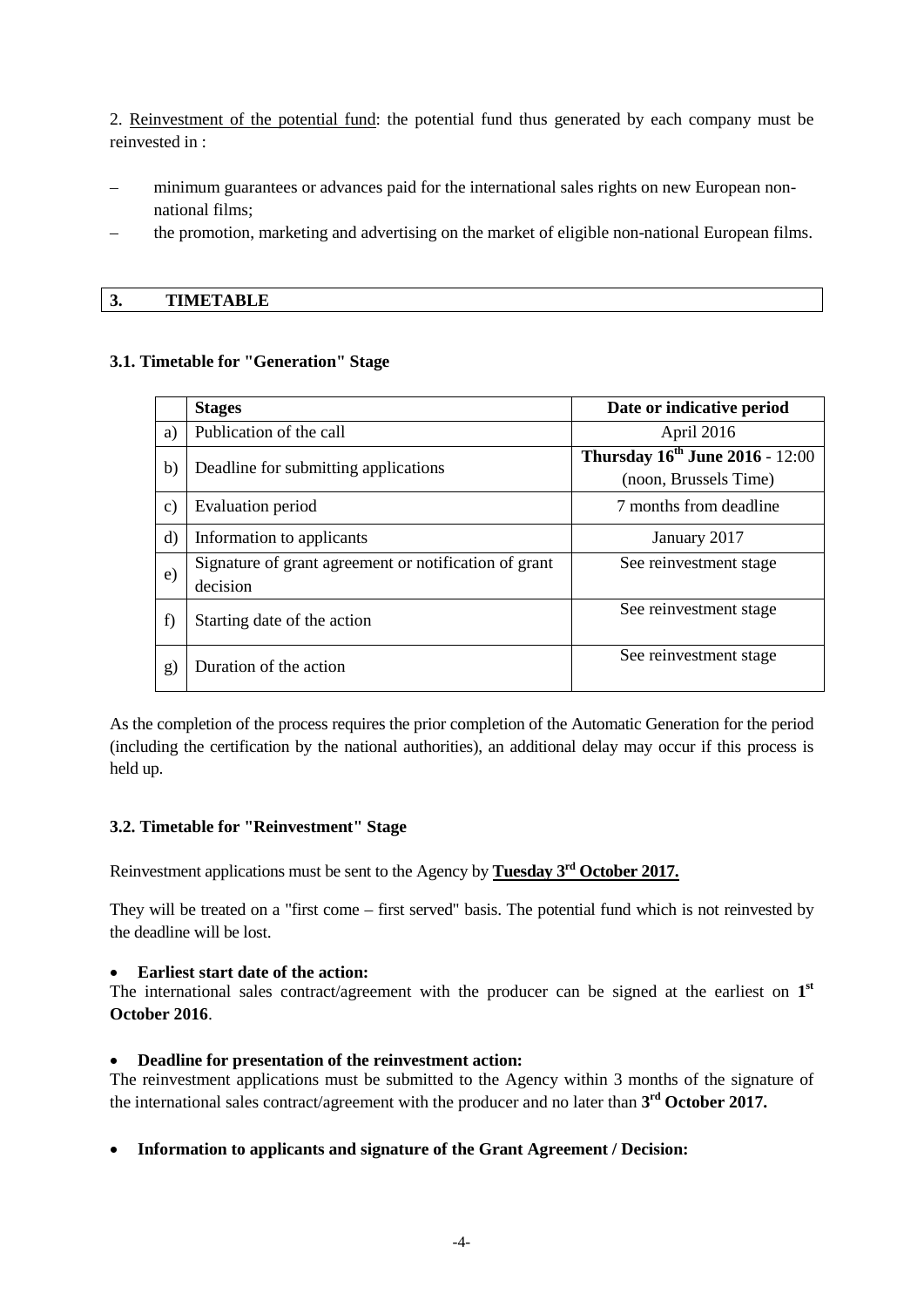2. Reinvestment of the potential fund: the potential fund thus generated by each company must be reinvested in :

- minimum guarantees or advances paid for the international sales rights on new European non-national films;
- the promotion, marketing and advertising on the market of eligible non-national European films.

## 3. TIMETABLE

### 3.1. Timetable for "Generation" Stage

| | Stages | Date or indicative period |
|---|---|---|
| a) | Publication of the call | April 2016 |
| b) | Deadline for submitting applications | **Thursday 16th June 2016** - 12:00 (noon, Brussels Time) |
| c) | Evaluation period | 7 months from deadline |
| d) | Information to applicants | January 2017 |
| e) | Signature of grant agreement or notification of grant decision | See reinvestment stage |
| f) | Starting date of the action | See reinvestment stage |
| g) | Duration of the action | See reinvestment stage |

As the completion of the process requires the prior completion of the Automatic Generation for the period (including the certification by the national authorities), an additional delay may occur if this process is held up.

### 3.2. Timetable for "Reinvestment" Stage

Reinvestment applications must be sent to the Agency by **Tuesday 3rd October 2017.**

They will be treated on a "first come – first served" basis. The potential fund which is not reinvested by the deadline will be lost.

- **Earliest start date of the action:**

The international sales contract/agreement with the producer can be signed at the earliest on **1st October 2016**.

- **Deadline for presentation of the reinvestment action:**

The reinvestment applications must be submitted to the Agency within 3 months of the signature of the international sales contract/agreement with the producer and no later than **3rd October 2017.**

- **Information to applicants and signature of the Grant Agreement / Decision:**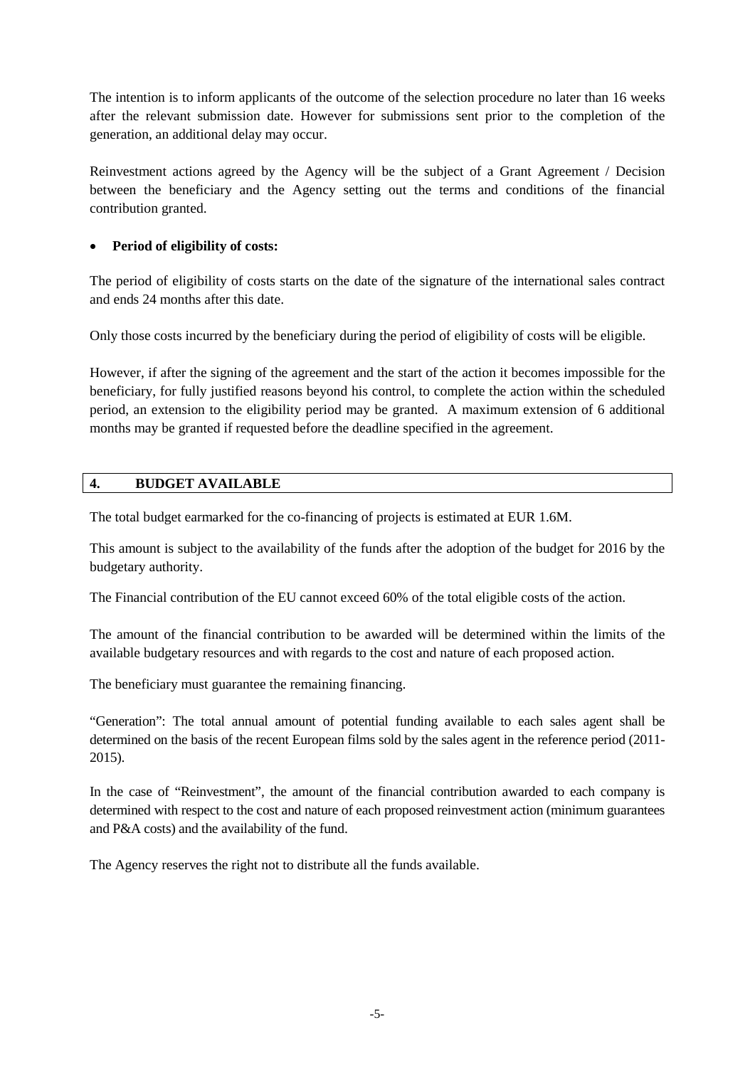The intention is to inform applicants of the outcome of the selection procedure no later than 16 weeks after the relevant submission date. However for submissions sent prior to the completion of the generation, an additional delay may occur.

Reinvestment actions agreed by the Agency will be the subject of a Grant Agreement / Decision between the beneficiary and the Agency setting out the terms and conditions of the financial contribution granted.

- **Period of eligibility of costs:**

The period of eligibility of costs starts on the date of the signature of the international sales contract and ends 24 months after this date.

Only those costs incurred by the beneficiary during the period of eligibility of costs will be eligible.

However, if after the signing of the agreement and the start of the action it becomes impossible for the beneficiary, for fully justified reasons beyond his control, to complete the action within the scheduled period, an extension to the eligibility period may be granted. A maximum extension of 6 additional months may be granted if requested before the deadline specified in the agreement.

## 4. BUDGET AVAILABLE

The total budget earmarked for the co-financing of projects is estimated at EUR 1.6M.

This amount is subject to the availability of the funds after the adoption of the budget for 2016 by the budgetary authority.

The Financial contribution of the EU cannot exceed 60% of the total eligible costs of the action.

The amount of the financial contribution to be awarded will be determined within the limits of the available budgetary resources and with regards to the cost and nature of each proposed action.

The beneficiary must guarantee the remaining financing.

"Generation": The total annual amount of potential funding available to each sales agent shall be determined on the basis of the recent European films sold by the sales agent in the reference period (2011-2015).

In the case of "Reinvestment", the amount of the financial contribution awarded to each company is determined with respect to the cost and nature of each proposed reinvestment action (minimum guarantees and P&A costs) and the availability of the fund.

The Agency reserves the right not to distribute all the funds available.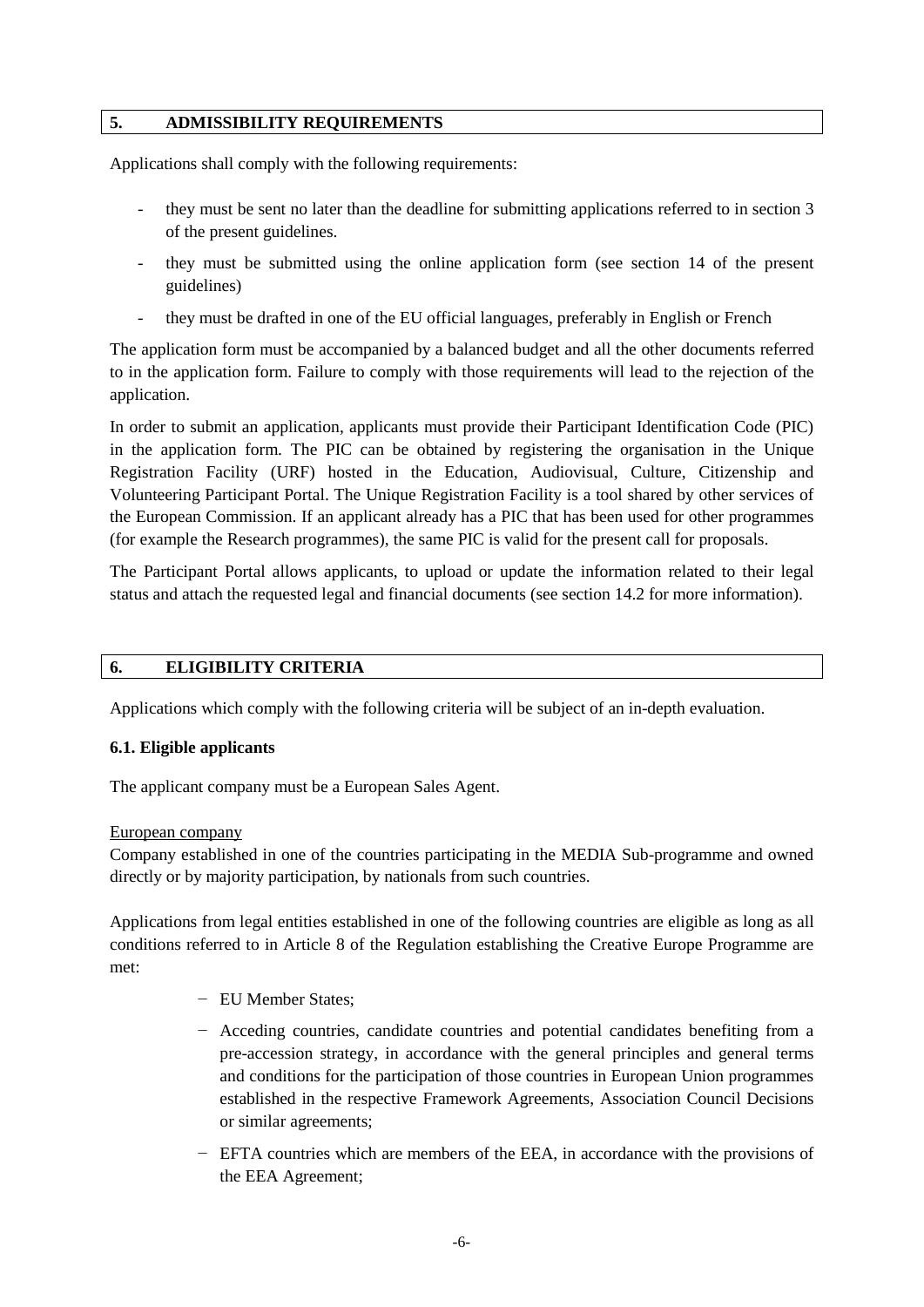## 5. ADMISSIBILITY REQUIREMENTS

Applications shall comply with the following requirements:

- they must be sent no later than the deadline for submitting applications referred to in section 3 of the present guidelines.
- they must be submitted using the online application form (see section 14 of the present guidelines)
- they must be drafted in one of the EU official languages, preferably in English or French

The application form must be accompanied by a balanced budget and all the other documents referred to in the application form. Failure to comply with those requirements will lead to the rejection of the application.

In order to submit an application, applicants must provide their Participant Identification Code (PIC) in the application form. The PIC can be obtained by registering the organisation in the Unique Registration Facility (URF) hosted in the Education, Audiovisual, Culture, Citizenship and Volunteering Participant Portal. The Unique Registration Facility is a tool shared by other services of the European Commission. If an applicant already has a PIC that has been used for other programmes (for example the Research programmes), the same PIC is valid for the present call for proposals.

The Participant Portal allows applicants, to upload or update the information related to their legal status and attach the requested legal and financial documents (see section 14.2 for more information).

## 6. ELIGIBILITY CRITERIA

Applications which comply with the following criteria will be subject of an in-depth evaluation.

### 6.1. Eligible applicants

The applicant company must be a European Sales Agent.

European company

Company established in one of the countries participating in the MEDIA Sub-programme and owned directly or by majority participation, by nationals from such countries.

Applications from legal entities established in one of the following countries are eligible as long as all conditions referred to in Article 8 of the Regulation establishing the Creative Europe Programme are met:

- EU Member States;
- Acceding countries, candidate countries and potential candidates benefiting from a pre-accession strategy, in accordance with the general principles and general terms and conditions for the participation of those countries in European Union programmes established in the respective Framework Agreements, Association Council Decisions or similar agreements;
- EFTA countries which are members of the EEA, in accordance with the provisions of the EEA Agreement;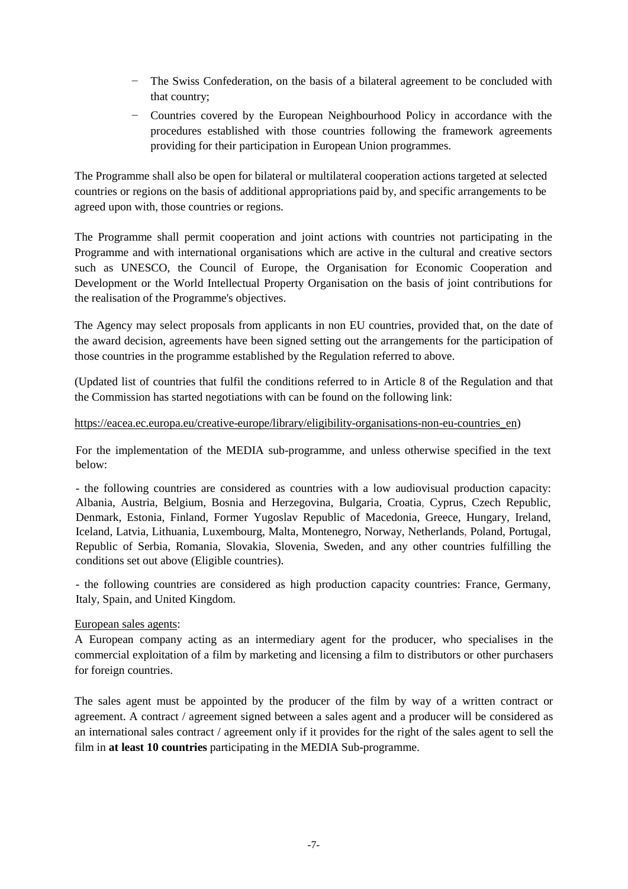- The Swiss Confederation, on the basis of a bilateral agreement to be concluded with that country;
- Countries covered by the European Neighbourhood Policy in accordance with the procedures established with those countries following the framework agreements providing for their participation in European Union programmes.

The Programme shall also be open for bilateral or multilateral cooperation actions targeted at selected countries or regions on the basis of additional appropriations paid by, and specific arrangements to be agreed upon with, those countries or regions.

The Programme shall permit cooperation and joint actions with countries not participating in the Programme and with international organisations which are active in the cultural and creative sectors such as UNESCO, the Council of Europe, the Organisation for Economic Cooperation and Development or the World Intellectual Property Organisation on the basis of joint contributions for the realisation of the Programme's objectives.

The Agency may select proposals from applicants in non EU countries, provided that, on the date of the award decision, agreements have been signed setting out the arrangements for the participation of those countries in the programme established by the Regulation referred to above.

(Updated list of countries that fulfil the conditions referred to in Article 8 of the Regulation and that the Commission has started negotiations with can be found on the following link:

https://eacea.ec.europa.eu/creative-europe/library/eligibility-organisations-non-eu-countries_en)

For the implementation of the MEDIA sub-programme, and unless otherwise specified in the text below:

- the following countries are considered as countries with a low audiovisual production capacity: Albania, Austria, Belgium, Bosnia and Herzegovina, Bulgaria, Croatia, Cyprus, Czech Republic, Denmark, Estonia, Finland, Former Yugoslav Republic of Macedonia, Greece, Hungary, Ireland, Iceland, Latvia, Lithuania, Luxembourg, Malta, Montenegro, Norway, Netherlands, Poland, Portugal, Republic of Serbia, Romania, Slovakia, Slovenia, Sweden, and any other countries fulfilling the conditions set out above (Eligible countries).

- the following countries are considered as high production capacity countries: France, Germany, Italy, Spain, and United Kingdom.

European sales agents:

A European company acting as an intermediary agent for the producer, who specialises in the commercial exploitation of a film by marketing and licensing a film to distributors or other purchasers for foreign countries.

The sales agent must be appointed by the producer of the film by way of a written contract or agreement. A contract / agreement signed between a sales agent and a producer will be considered as an international sales contract / agreement only if it provides for the right of the sales agent to sell the film in **at least 10 countries** participating in the MEDIA Sub-programme.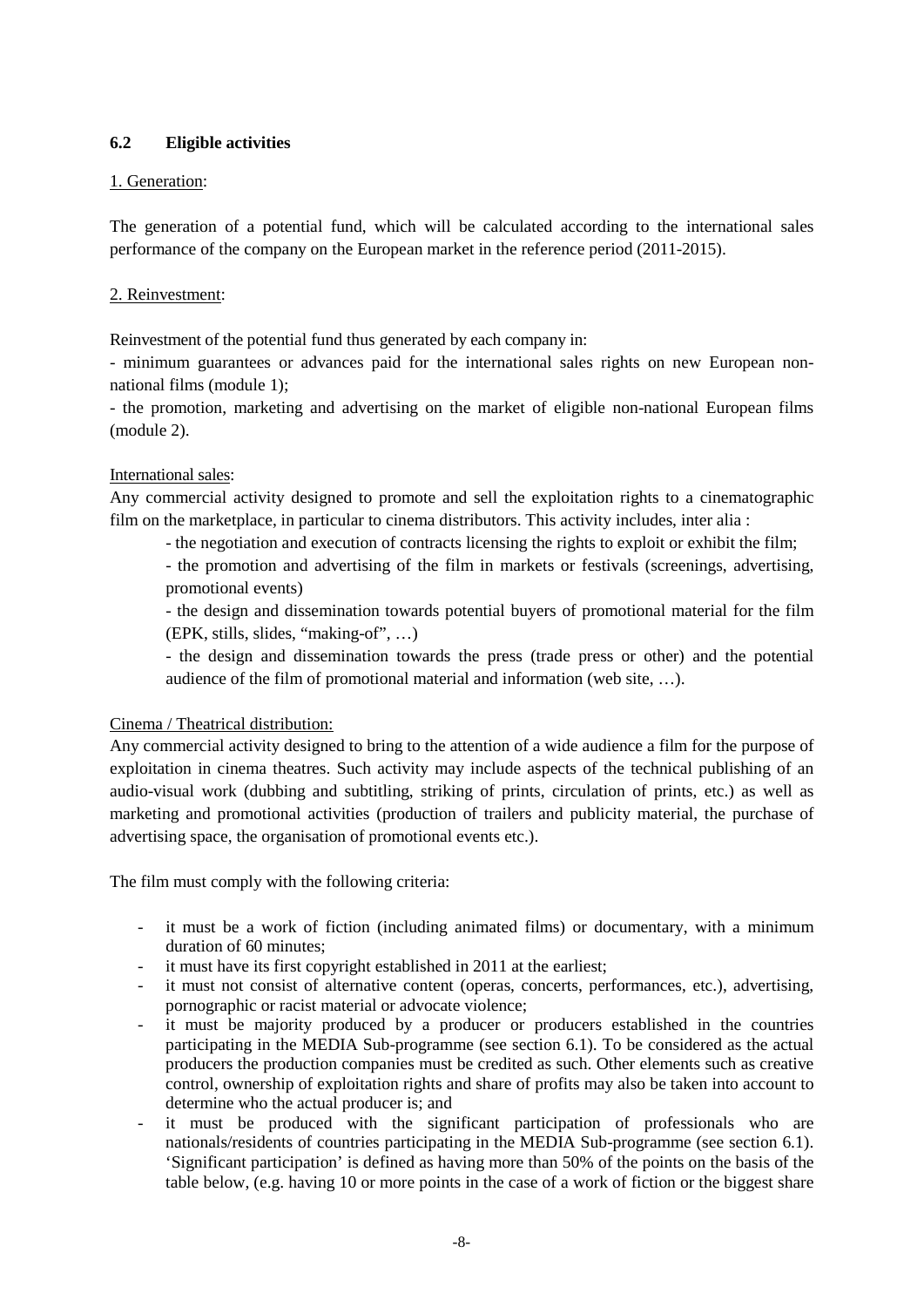### 6.2 Eligible activities

1. Generation:

The generation of a potential fund, which will be calculated according to the international sales performance of the company on the European market in the reference period (2011-2015).

2. Reinvestment:

Reinvestment of the potential fund thus generated by each company in:

- minimum guarantees or advances paid for the international sales rights on new European non-national films (module 1);
- the promotion, marketing and advertising on the market of eligible non-national European films (module 2).

International sales:

Any commercial activity designed to promote and sell the exploitation rights to a cinematographic film on the marketplace, in particular to cinema distributors. This activity includes, inter alia :

- the negotiation and execution of contracts licensing the rights to exploit or exhibit the film;
- the promotion and advertising of the film in markets or festivals (screenings, advertising, promotional events)
- the design and dissemination towards potential buyers of promotional material for the film (EPK, stills, slides, "making-of", …)
- the design and dissemination towards the press (trade press or other) and the potential audience of the film of promotional material and information (web site, …).

Cinema / Theatrical distribution:

Any commercial activity designed to bring to the attention of a wide audience a film for the purpose of exploitation in cinema theatres. Such activity may include aspects of the technical publishing of an audio-visual work (dubbing and subtitling, striking of prints, circulation of prints, etc.) as well as marketing and promotional activities (production of trailers and publicity material, the purchase of advertising space, the organisation of promotional events etc.).

The film must comply with the following criteria:

- it must be a work of fiction (including animated films) or documentary, with a minimum duration of 60 minutes;
- it must have its first copyright established in 2011 at the earliest;
- it must not consist of alternative content (operas, concerts, performances, etc.), advertising, pornographic or racist material or advocate violence;
- it must be majority produced by a producer or producers established in the countries participating in the MEDIA Sub-programme (see section 6.1). To be considered as the actual producers the production companies must be credited as such. Other elements such as creative control, ownership of exploitation rights and share of profits may also be taken into account to determine who the actual producer is; and
- it must be produced with the significant participation of professionals who are nationals/residents of countries participating in the MEDIA Sub-programme (see section 6.1). 'Significant participation' is defined as having more than 50% of the points on the basis of the table below, (e.g. having 10 or more points in the case of a work of fiction or the biggest share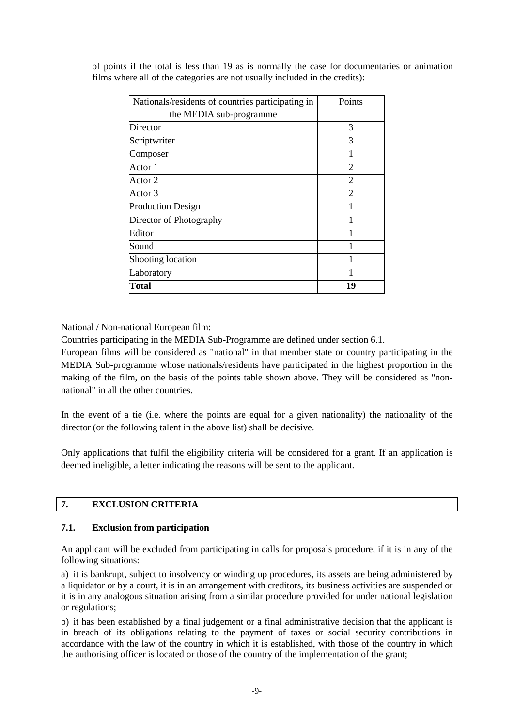of points if the total is less than 19 as is normally the case for documentaries or animation films where all of the categories are not usually included in the credits):

| Nationals/residents of countries participating in the MEDIA sub-programme | Points |
|---|---|
| Director | 3 |
| Scriptwriter | 3 |
| Composer | 1 |
| Actor 1 | 2 |
| Actor 2 | 2 |
| Actor 3 | 2 |
| Production Design | 1 |
| Director of Photography | 1 |
| Editor | 1 |
| Sound | 1 |
| Shooting location | 1 |
| Laboratory | 1 |
| **Total** | **19** |

National / Non-national European film:

Countries participating in the MEDIA Sub-Programme are defined under section 6.1.

European films will be considered as "national" in that member state or country participating in the MEDIA Sub-programme whose nationals/residents have participated in the highest proportion in the making of the film, on the basis of the points table shown above. They will be considered as "non-national" in all the other countries.

In the event of a tie (i.e. where the points are equal for a given nationality) the nationality of the director (or the following talent in the above list) shall be decisive.

Only applications that fulfil the eligibility criteria will be considered for a grant. If an application is deemed ineligible, a letter indicating the reasons will be sent to the applicant.

## 7. EXCLUSION CRITERIA

### 7.1. Exclusion from participation

An applicant will be excluded from participating in calls for proposals procedure, if it is in any of the following situations:

a) it is bankrupt, subject to insolvency or winding up procedures, its assets are being administered by a liquidator or by a court, it is in an arrangement with creditors, its business activities are suspended or it is in any analogous situation arising from a similar procedure provided for under national legislation or regulations;

b) it has been established by a final judgement or a final administrative decision that the applicant is in breach of its obligations relating to the payment of taxes or social security contributions in accordance with the law of the country in which it is established, with those of the country in which the authorising officer is located or those of the country of the implementation of the grant;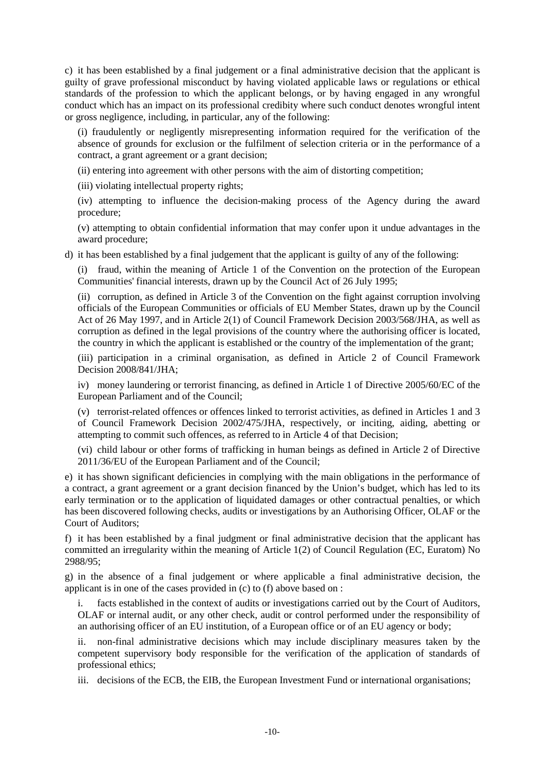c) it has been established by a final judgement or a final administrative decision that the applicant is guilty of grave professional misconduct by having violated applicable laws or regulations or ethical standards of the profession to which the applicant belongs, or by having engaged in any wrongful conduct which has an impact on its professional credibity where such conduct denotes wrongful intent or gross negligence, including, in particular, any of the following:

(i) fraudulently or negligently misrepresenting information required for the verification of the absence of grounds for exclusion or the fulfilment of selection criteria or in the performance of a contract, a grant agreement or a grant decision;

(ii) entering into agreement with other persons with the aim of distorting competition;

(iii) violating intellectual property rights;

(iv) attempting to influence the decision-making process of the Agency during the award procedure;

(v) attempting to obtain confidential information that may confer upon it undue advantages in the award procedure;

d) it has been established by a final judgement that the applicant is guilty of any of the following:

(i) fraud, within the meaning of Article 1 of the Convention on the protection of the European Communities' financial interests, drawn up by the Council Act of 26 July 1995;

(ii) corruption, as defined in Article 3 of the Convention on the fight against corruption involving officials of the European Communities or officials of EU Member States, drawn up by the Council Act of 26 May 1997, and in Article 2(1) of Council Framework Decision 2003/568/JHA, as well as corruption as defined in the legal provisions of the country where the authorising officer is located, the country in which the applicant is established or the country of the implementation of the grant;

(iii) participation in a criminal organisation, as defined in Article 2 of Council Framework Decision 2008/841/JHA;

iv) money laundering or terrorist financing, as defined in Article 1 of Directive 2005/60/EC of the European Parliament and of the Council;

(v) terrorist-related offences or offences linked to terrorist activities, as defined in Articles 1 and 3 of Council Framework Decision 2002/475/JHA, respectively, or inciting, aiding, abetting or attempting to commit such offences, as referred to in Article 4 of that Decision;

(vi) child labour or other forms of trafficking in human beings as defined in Article 2 of Directive 2011/36/EU of the European Parliament and of the Council;

e) it has shown significant deficiencies in complying with the main obligations in the performance of a contract, a grant agreement or a grant decision financed by the Union's budget, which has led to its early termination or to the application of liquidated damages or other contractual penalties, or which has been discovered following checks, audits or investigations by an Authorising Officer, OLAF or the Court of Auditors;

f) it has been established by a final judgment or final administrative decision that the applicant has committed an irregularity within the meaning of Article 1(2) of Council Regulation (EC, Euratom) No 2988/95;

g) in the absence of a final judgement or where applicable a final administrative decision, the applicant is in one of the cases provided in (c) to (f) above based on :

i. facts established in the context of audits or investigations carried out by the Court of Auditors, OLAF or internal audit, or any other check, audit or control performed under the responsibility of an authorising officer of an EU institution, of a European office or of an EU agency or body;

ii. non-final administrative decisions which may include disciplinary measures taken by the competent supervisory body responsible for the verification of the application of standards of professional ethics;

iii. decisions of the ECB, the EIB, the European Investment Fund or international organisations;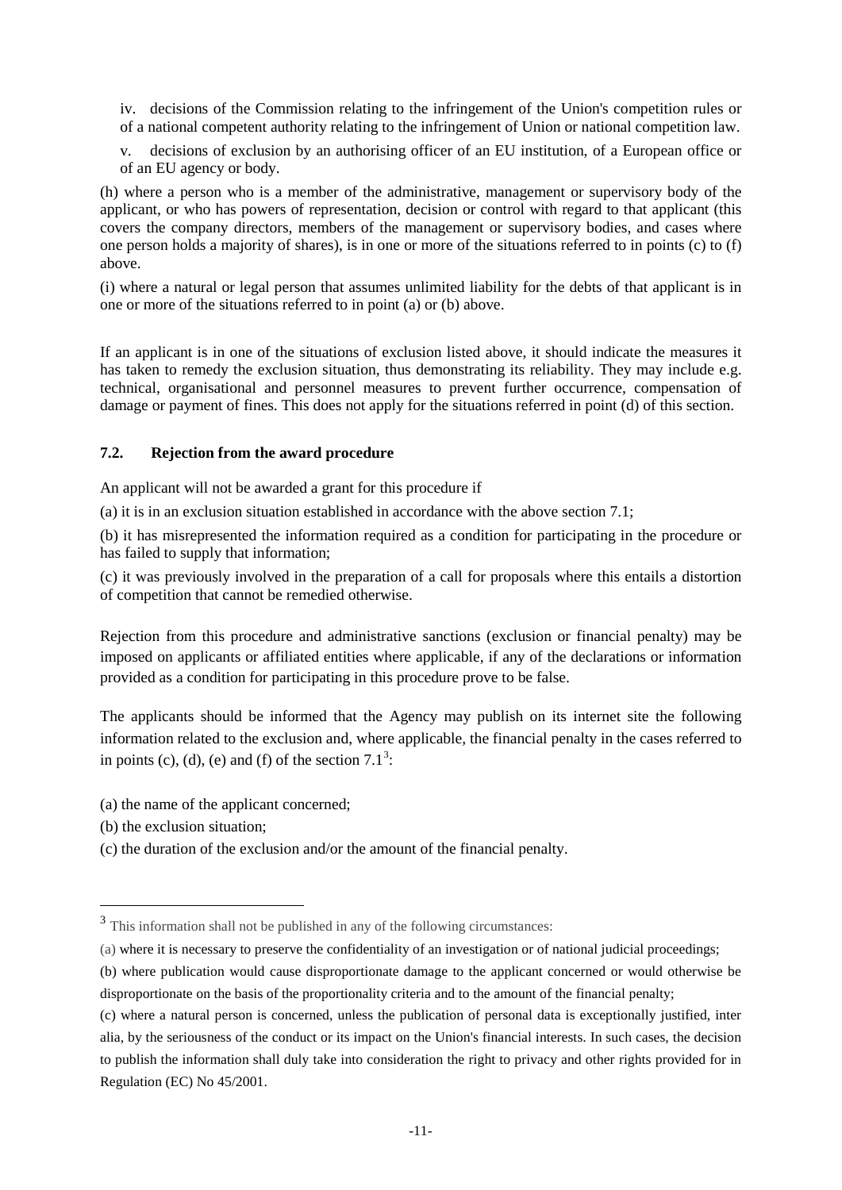iv. decisions of the Commission relating to the infringement of the Union's competition rules or of a national competent authority relating to the infringement of Union or national competition law.

v. decisions of exclusion by an authorising officer of an EU institution, of a European office or of an EU agency or body.

(h) where a person who is a member of the administrative, management or supervisory body of the applicant, or who has powers of representation, decision or control with regard to that applicant (this covers the company directors, members of the management or supervisory bodies, and cases where one person holds a majority of shares), is in one or more of the situations referred to in points (c) to (f) above.

(i) where a natural or legal person that assumes unlimited liability for the debts of that applicant is in one or more of the situations referred to in point (a) or (b) above.

If an applicant is in one of the situations of exclusion listed above, it should indicate the measures it has taken to remedy the exclusion situation, thus demonstrating its reliability. They may include e.g. technical, organisational and personnel measures to prevent further occurrence, compensation of damage or payment of fines. This does not apply for the situations referred in point (d) of this section.

### 7.2. Rejection from the award procedure

An applicant will not be awarded a grant for this procedure if

(a) it is in an exclusion situation established in accordance with the above section 7.1;

(b) it has misrepresented the information required as a condition for participating in the procedure or has failed to supply that information;

(c) it was previously involved in the preparation of a call for proposals where this entails a distortion of competition that cannot be remedied otherwise.

Rejection from this procedure and administrative sanctions (exclusion or financial penalty) may be imposed on applicants or affiliated entities where applicable, if any of the declarations or information provided as a condition for participating in this procedure prove to be false.

The applicants should be informed that the Agency may publish on its internet site the following information related to the exclusion and, where applicable, the financial penalty in the cases referred to in points (c), (d), (e) and (f) of the section 7.1[3]:

(a) the name of the applicant concerned;

(b) the exclusion situation;

(c) the duration of the exclusion and/or the amount of the financial penalty.

---

[3] This information shall not be published in any of the following circumstances:

(a) where it is necessary to preserve the confidentiality of an investigation or of national judicial proceedings;

(b) where publication would cause disproportionate damage to the applicant concerned or would otherwise be disproportionate on the basis of the proportionality criteria and to the amount of the financial penalty;

(c) where a natural person is concerned, unless the publication of personal data is exceptionally justified, inter alia, by the seriousness of the conduct or its impact on the Union's financial interests. In such cases, the decision to publish the information shall duly take into consideration the right to privacy and other rights provided for in Regulation (EC) No 45/2001.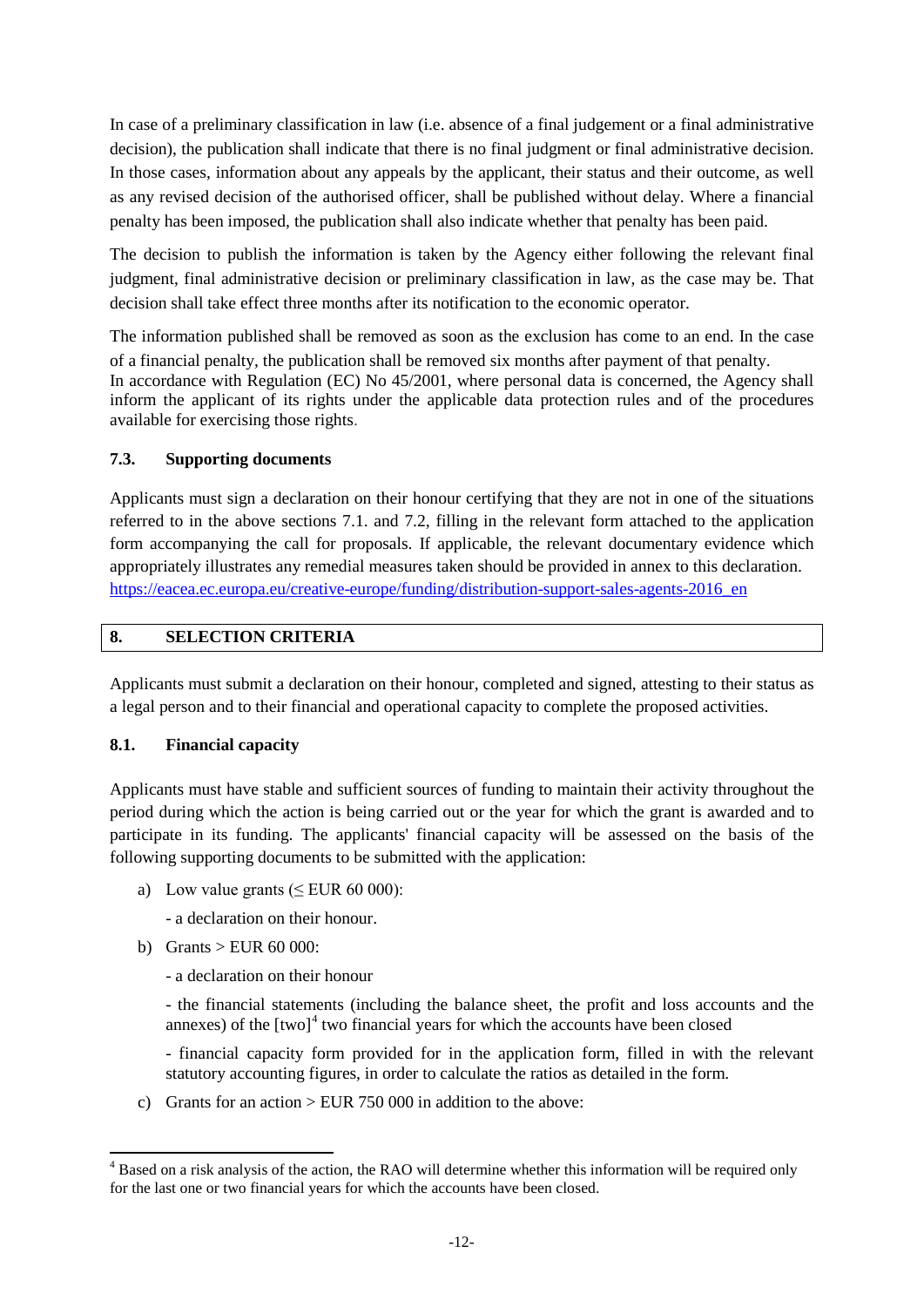In case of a preliminary classification in law (i.e. absence of a final judgement or a final administrative decision), the publication shall indicate that there is no final judgment or final administrative decision. In those cases, information about any appeals by the applicant, their status and their outcome, as well as any revised decision of the authorised officer, shall be published without delay. Where a financial penalty has been imposed, the publication shall also indicate whether that penalty has been paid.

The decision to publish the information is taken by the Agency either following the relevant final judgment, final administrative decision or preliminary classification in law, as the case may be. That decision shall take effect three months after its notification to the economic operator.

The information published shall be removed as soon as the exclusion has come to an end. In the case of a financial penalty, the publication shall be removed six months after payment of that penalty.
In accordance with Regulation (EC) No 45/2001, where personal data is concerned, the Agency shall inform the applicant of its rights under the applicable data protection rules and of the procedures available for exercising those rights.

### 7.3. Supporting documents

Applicants must sign a declaration on their honour certifying that they are not in one of the situations referred to in the above sections 7.1. and 7.2, filling in the relevant form attached to the application form accompanying the call for proposals. If applicable, the relevant documentary evidence which appropriately illustrates any remedial measures taken should be provided in annex to this declaration.
https://eacea.ec.europa.eu/creative-europe/funding/distribution-support-sales-agents-2016_en

## 8. SELECTION CRITERIA

Applicants must submit a declaration on their honour, completed and signed, attesting to their status as a legal person and to their financial and operational capacity to complete the proposed activities.

### 8.1. Financial capacity

Applicants must have stable and sufficient sources of funding to maintain their activity throughout the period during which the action is being carried out or the year for which the grant is awarded and to participate in its funding. The applicants' financial capacity will be assessed on the basis of the following supporting documents to be submitted with the application:

a) Low value grants (≤ EUR 60 000):

   - a declaration on their honour.

b) Grants > EUR 60 000:

   - a declaration on their honour

   - the financial statements (including the balance sheet, the profit and loss accounts and the annexes) of the [two][4] two financial years for which the accounts have been closed

   - financial capacity form provided for in the application form, filled in with the relevant statutory accounting figures, in order to calculate the ratios as detailed in the form.

c) Grants for an action > EUR 750 000 in addition to the above:

[4] Based on a risk analysis of the action, the RAO will determine whether this information will be required only for the last one or two financial years for which the accounts have been closed.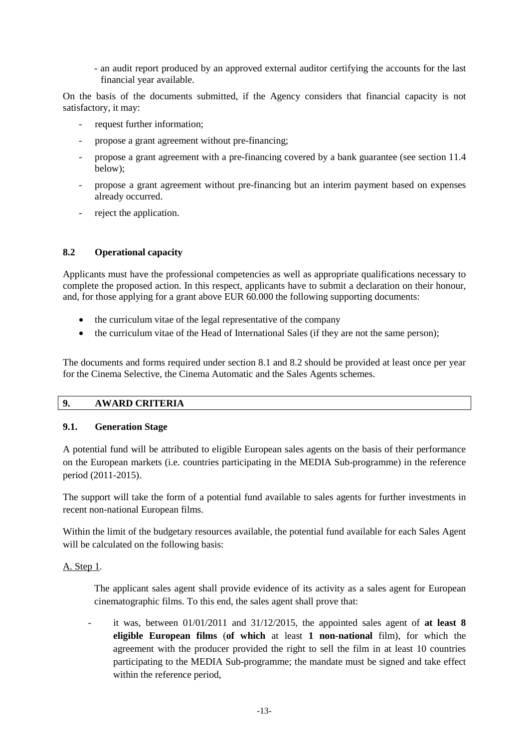- an audit report produced by an approved external auditor certifying the accounts for the last financial year available.

On the basis of the documents submitted, if the Agency considers that financial capacity is not satisfactory, it may:

- request further information;
- propose a grant agreement without pre-financing;
- propose a grant agreement with a pre-financing covered by a bank guarantee (see section 11.4 below);
- propose a grant agreement without pre-financing but an interim payment based on expenses already occurred.
- reject the application.

### 8.2 Operational capacity

Applicants must have the professional competencies as well as appropriate qualifications necessary to complete the proposed action. In this respect, applicants have to submit a declaration on their honour, and, for those applying for a grant above EUR 60.000 the following supporting documents:

- the curriculum vitae of the legal representative of the company
- the curriculum vitae of the Head of International Sales (if they are not the same person);

The documents and forms required under section 8.1 and 8.2 should be provided at least once per year for the Cinema Selective, the Cinema Automatic and the Sales Agents schemes.

## 9. AWARD CRITERIA

### 9.1. Generation Stage

A potential fund will be attributed to eligible European sales agents on the basis of their performance on the European markets (i.e. countries participating in the MEDIA Sub-programme) in the reference period (2011-2015).

The support will take the form of a potential fund available to sales agents for further investments in recent non-national European films.

Within the limit of the budgetary resources available, the potential fund available for each Sales Agent will be calculated on the following basis:

A. Step 1.

The applicant sales agent shall provide evidence of its activity as a sales agent for European cinematographic films. To this end, the sales agent shall prove that:

- it was, between 01/01/2011 and 31/12/2015, the appointed sales agent of **at least 8 eligible European films** (**of which** at least **1 non-national** film), for which the agreement with the producer provided the right to sell the film in at least 10 countries participating to the MEDIA Sub-programme; the mandate must be signed and take effect within the reference period,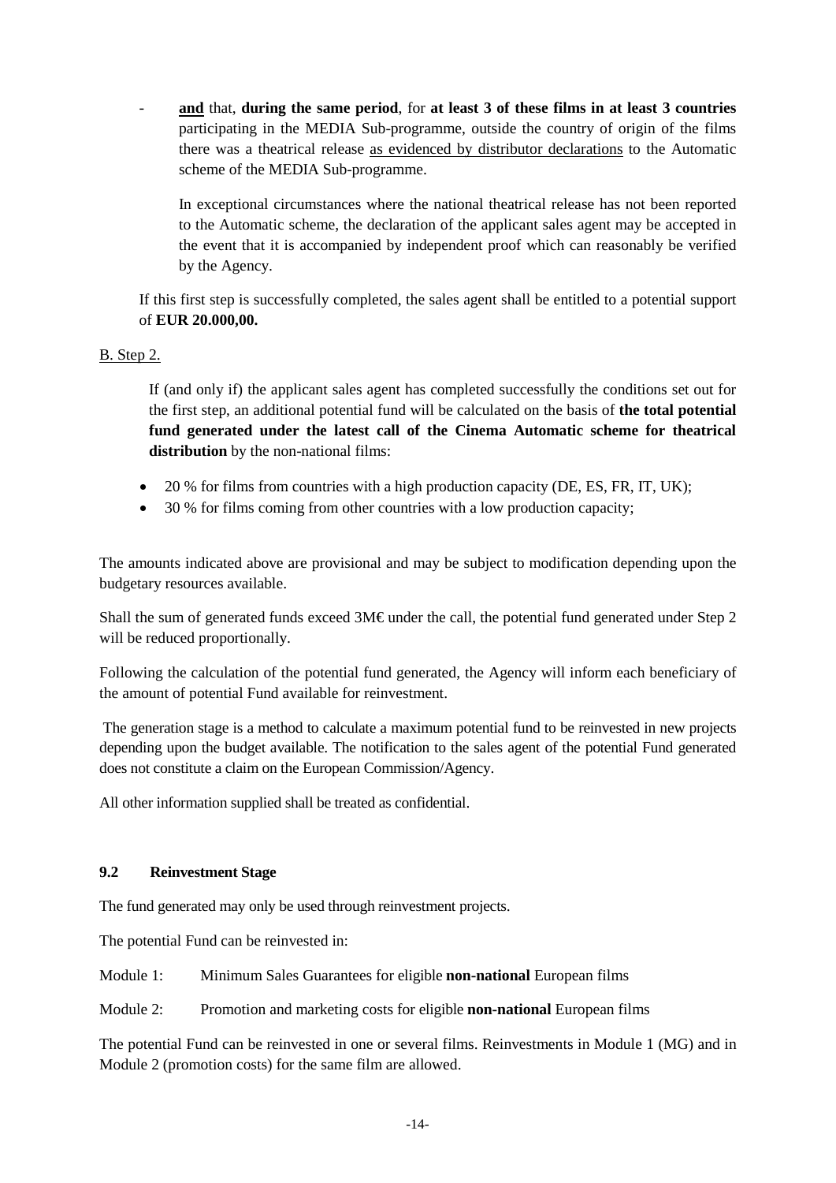- **and** that, **during the same period**, for **at least 3 of these films in at least 3 countries** participating in the MEDIA Sub-programme, outside the country of origin of the films there was a theatrical release as evidenced by distributor declarations to the Automatic scheme of the MEDIA Sub-programme.

  In exceptional circumstances where the national theatrical release has not been reported to the Automatic scheme, the declaration of the applicant sales agent may be accepted in the event that it is accompanied by independent proof which can reasonably be verified by the Agency.

If this first step is successfully completed, the sales agent shall be entitled to a potential support of **EUR 20.000,00.**

B. Step 2.

If (and only if) the applicant sales agent has completed successfully the conditions set out for the first step, an additional potential fund will be calculated on the basis of **the total potential fund generated under the latest call of the Cinema Automatic scheme for theatrical distribution** by the non-national films:

- 20 % for films from countries with a high production capacity (DE, ES, FR, IT, UK);
- 30 % for films coming from other countries with a low production capacity;

The amounts indicated above are provisional and may be subject to modification depending upon the budgetary resources available.

Shall the sum of generated funds exceed 3M€ under the call, the potential fund generated under Step 2 will be reduced proportionally.

Following the calculation of the potential fund generated, the Agency will inform each beneficiary of the amount of potential Fund available for reinvestment.

The generation stage is a method to calculate a maximum potential fund to be reinvested in new projects depending upon the budget available. The notification to the sales agent of the potential Fund generated does not constitute a claim on the European Commission/Agency.

All other information supplied shall be treated as confidential.

### 9.2 Reinvestment Stage

The fund generated may only be used through reinvestment projects.

The potential Fund can be reinvested in:

Module 1: Minimum Sales Guarantees for eligible **non-national** European films

Module 2: Promotion and marketing costs for eligible **non-national** European films

The potential Fund can be reinvested in one or several films. Reinvestments in Module 1 (MG) and in Module 2 (promotion costs) for the same film are allowed.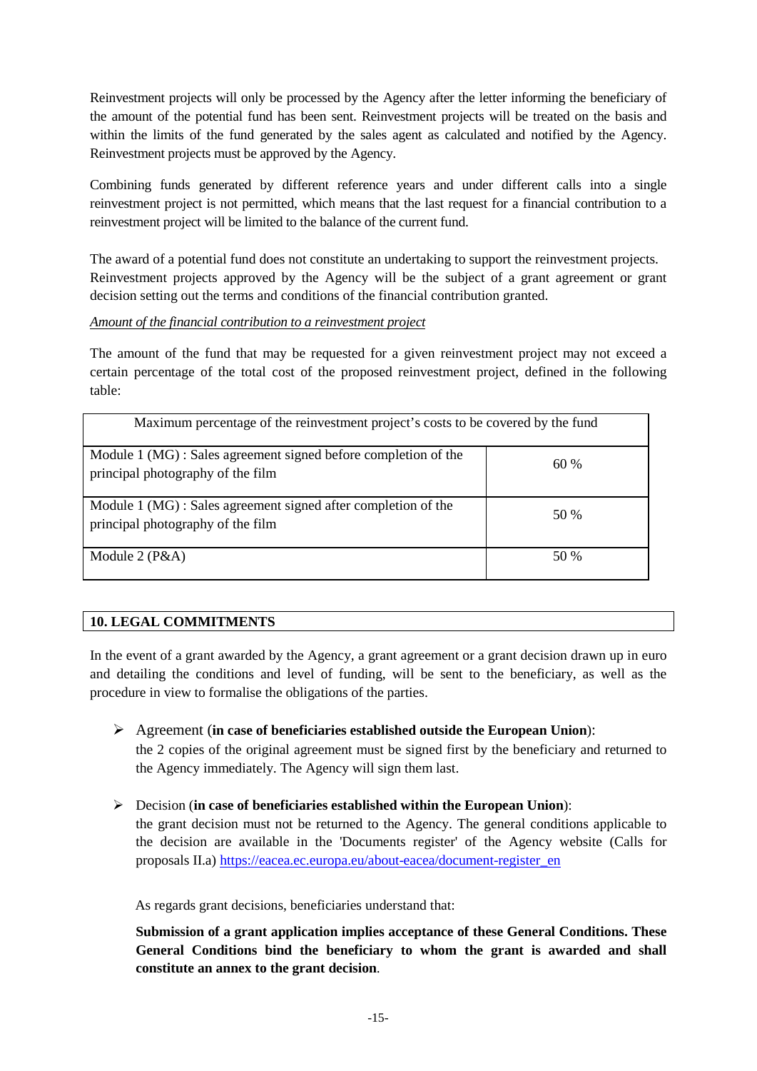Reinvestment projects will only be processed by the Agency after the letter informing the beneficiary of the amount of the potential fund has been sent. Reinvestment projects will be treated on the basis and within the limits of the fund generated by the sales agent as calculated and notified by the Agency. Reinvestment projects must be approved by the Agency.

Combining funds generated by different reference years and under different calls into a single reinvestment project is not permitted, which means that the last request for a financial contribution to a reinvestment project will be limited to the balance of the current fund.

The award of a potential fund does not constitute an undertaking to support the reinvestment projects. Reinvestment projects approved by the Agency will be the subject of a grant agreement or grant decision setting out the terms and conditions of the financial contribution granted.

*Amount of the financial contribution to a reinvestment project*

The amount of the fund that may be requested for a given reinvestment project may not exceed a certain percentage of the total cost of the proposed reinvestment project, defined in the following table:

| Maximum percentage of the reinvestment project's costs to be covered by the fund | |
|---|---|
| Module 1 (MG) : Sales agreement signed before completion of the principal photography of the film | 60 % |
| Module 1 (MG) : Sales agreement signed after completion of the principal photography of the film | 50 % |
| Module 2 (P&A) | 50 % |

## 10. LEGAL COMMITMENTS

In the event of a grant awarded by the Agency, a grant agreement or a grant decision drawn up in euro and detailing the conditions and level of funding, will be sent to the beneficiary, as well as the procedure in view to formalise the obligations of the parties.

- Agreement (**in case of beneficiaries established outside the European Union**):
  the 2 copies of the original agreement must be signed first by the beneficiary and returned to the Agency immediately. The Agency will sign them last.

- Decision (**in case of beneficiaries established within the European Union**):
  the grant decision must not be returned to the Agency. The general conditions applicable to the decision are available in the 'Documents register' of the Agency website (Calls for proposals II.a) https://eacea.ec.europa.eu/about-eacea/document-register_en

  As regards grant decisions, beneficiaries understand that:

  **Submission of a grant application implies acceptance of these General Conditions. These General Conditions bind the beneficiary to whom the grant is awarded and shall constitute an annex to the grant decision**.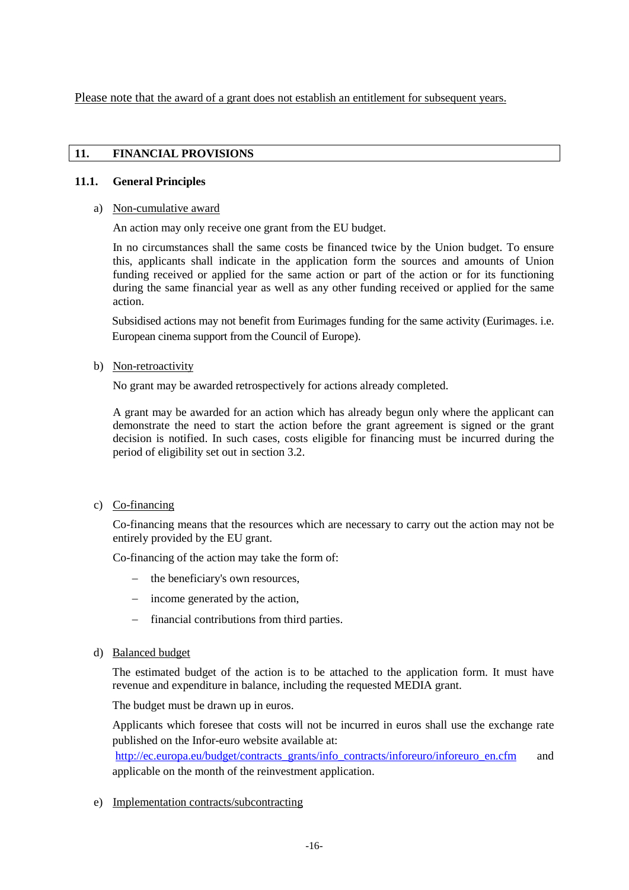Please note that the award of a grant does not establish an entitlement for subsequent years.

## 11. FINANCIAL PROVISIONS

### 11.1. General Principles

a) Non-cumulative award

An action may only receive one grant from the EU budget.

In no circumstances shall the same costs be financed twice by the Union budget. To ensure this, applicants shall indicate in the application form the sources and amounts of Union funding received or applied for the same action or part of the action or for its functioning during the same financial year as well as any other funding received or applied for the same action.

Subsidised actions may not benefit from Eurimages funding for the same activity (Eurimages. i.e. European cinema support from the Council of Europe).

b) Non-retroactivity

No grant may be awarded retrospectively for actions already completed.

A grant may be awarded for an action which has already begun only where the applicant can demonstrate the need to start the action before the grant agreement is signed or the grant decision is notified. In such cases, costs eligible for financing must be incurred during the period of eligibility set out in section 3.2.

c) Co-financing

Co-financing means that the resources which are necessary to carry out the action may not be entirely provided by the EU grant.

Co-financing of the action may take the form of:

- the beneficiary's own resources,
- income generated by the action,
- financial contributions from third parties.

d) Balanced budget

The estimated budget of the action is to be attached to the application form. It must have revenue and expenditure in balance, including the requested MEDIA grant.

The budget must be drawn up in euros.

Applicants which foresee that costs will not be incurred in euros shall use the exchange rate published on the Infor-euro website available at: http://ec.europa.eu/budget/contracts_grants/info_contracts/inforeuro/inforeuro_en.cfm and applicable on the month of the reinvestment application.

e) Implementation contracts/subcontracting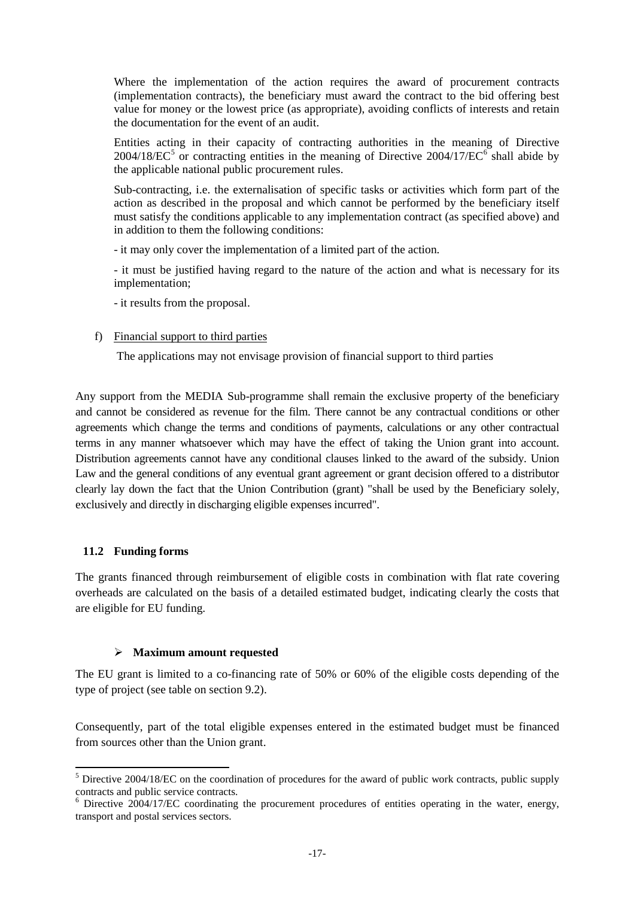Where the implementation of the action requires the award of procurement contracts (implementation contracts), the beneficiary must award the contract to the bid offering best value for money or the lowest price (as appropriate), avoiding conflicts of interests and retain the documentation for the event of an audit.

Entities acting in their capacity of contracting authorities in the meaning of Directive 2004/18/EC[5] or contracting entities in the meaning of Directive 2004/17/EC[6] shall abide by the applicable national public procurement rules.

Sub-contracting, i.e. the externalisation of specific tasks or activities which form part of the action as described in the proposal and which cannot be performed by the beneficiary itself must satisfy the conditions applicable to any implementation contract (as specified above) and in addition to them the following conditions:

- it may only cover the implementation of a limited part of the action.

- it must be justified having regard to the nature of the action and what is necessary for its implementation;

- it results from the proposal.

f) Financial support to third parties

The applications may not envisage provision of financial support to third parties

Any support from the MEDIA Sub-programme shall remain the exclusive property of the beneficiary and cannot be considered as revenue for the film. There cannot be any contractual conditions or other agreements which change the terms and conditions of payments, calculations or any other contractual terms in any manner whatsoever which may have the effect of taking the Union grant into account. Distribution agreements cannot have any conditional clauses linked to the award of the subsidy. Union Law and the general conditions of any eventual grant agreement or grant decision offered to a distributor clearly lay down the fact that the Union Contribution (grant) "shall be used by the Beneficiary solely, exclusively and directly in discharging eligible expenses incurred".

## 11.2 Funding forms

The grants financed through reimbursement of eligible costs in combination with flat rate covering overheads are calculated on the basis of a detailed estimated budget, indicating clearly the costs that are eligible for EU funding.

- **Maximum amount requested**

The EU grant is limited to a co-financing rate of 50% or 60% of the eligible costs depending of the type of project (see table on section 9.2).

Consequently, part of the total eligible expenses entered in the estimated budget must be financed from sources other than the Union grant.

[5] Directive 2004/18/EC on the coordination of procedures for the award of public work contracts, public supply contracts and public service contracts.

[6] Directive 2004/17/EC coordinating the procurement procedures of entities operating in the water, energy, transport and postal services sectors.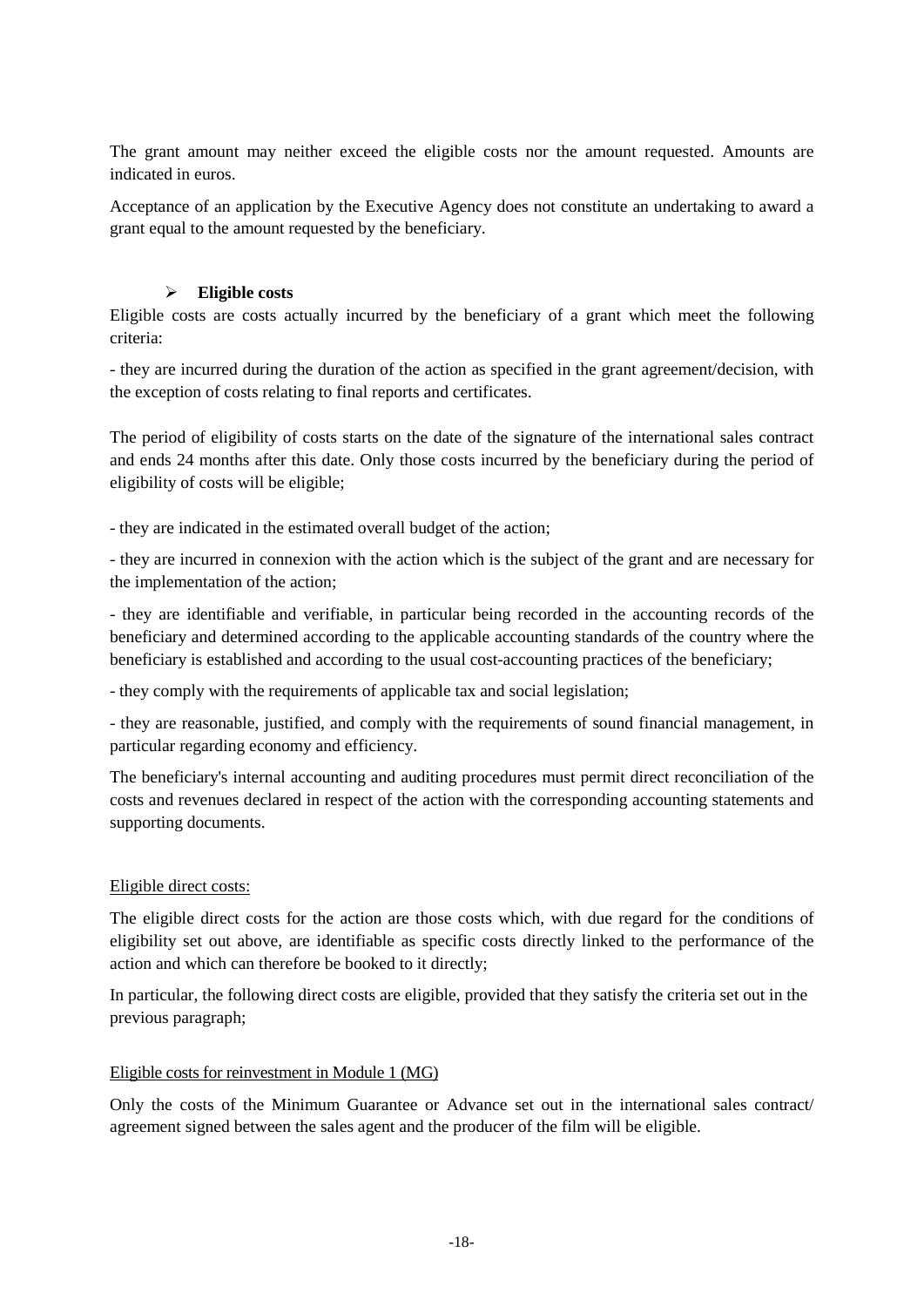The grant amount may neither exceed the eligible costs nor the amount requested. Amounts are indicated in euros.

Acceptance of an application by the Executive Agency does not constitute an undertaking to award a grant equal to the amount requested by the beneficiary.

- **Eligible costs**

Eligible costs are costs actually incurred by the beneficiary of a grant which meet the following criteria:

- they are incurred during the duration of the action as specified in the grant agreement/decision, with the exception of costs relating to final reports and certificates.

The period of eligibility of costs starts on the date of the signature of the international sales contract and ends 24 months after this date. Only those costs incurred by the beneficiary during the period of eligibility of costs will be eligible;

- they are indicated in the estimated overall budget of the action;

- they are incurred in connexion with the action which is the subject of the grant and are necessary for the implementation of the action;

- they are identifiable and verifiable, in particular being recorded in the accounting records of the beneficiary and determined according to the applicable accounting standards of the country where the beneficiary is established and according to the usual cost-accounting practices of the beneficiary;

- they comply with the requirements of applicable tax and social legislation;

- they are reasonable, justified, and comply with the requirements of sound financial management, in particular regarding economy and efficiency.

The beneficiary's internal accounting and auditing procedures must permit direct reconciliation of the costs and revenues declared in respect of the action with the corresponding accounting statements and supporting documents.

Eligible direct costs:

The eligible direct costs for the action are those costs which, with due regard for the conditions of eligibility set out above, are identifiable as specific costs directly linked to the performance of the action and which can therefore be booked to it directly;

In particular, the following direct costs are eligible, provided that they satisfy the criteria set out in the previous paragraph;

Eligible costs for reinvestment in Module 1 (MG)

Only the costs of the Minimum Guarantee or Advance set out in the international sales contract/ agreement signed between the sales agent and the producer of the film will be eligible.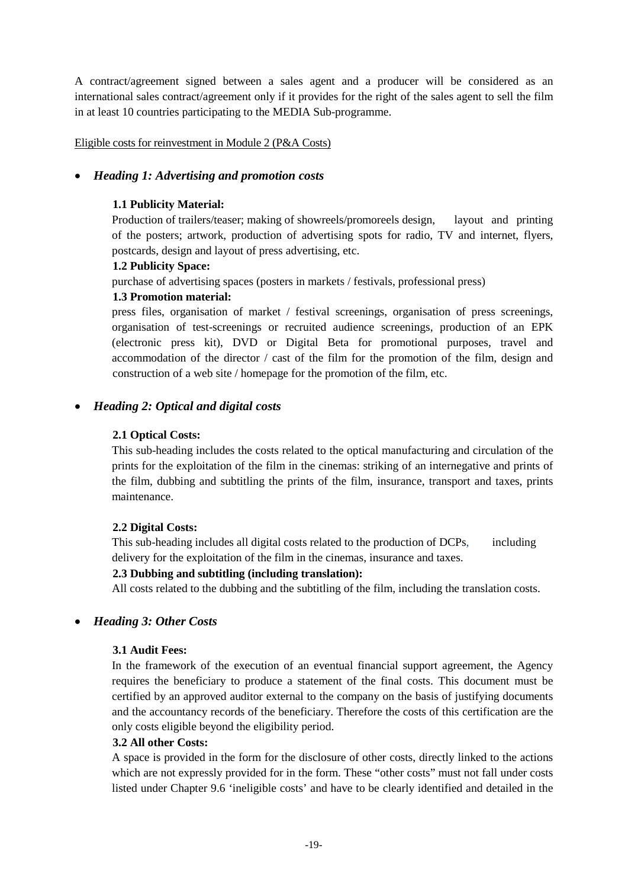A contract/agreement signed between a sales agent and a producer will be considered as an international sales contract/agreement only if it provides for the right of the sales agent to sell the film in at least 10 countries participating to the MEDIA Sub-programme.

Eligible costs for reinvestment in Module 2 (P&A Costs)

- ***Heading 1: Advertising and promotion costs***

  **1.1 Publicity Material:**

  Production of trailers/teaser; making of showreels/promoreels design, layout and printing of the posters; artwork, production of advertising spots for radio, TV and internet, flyers, postcards, design and layout of press advertising, etc.

  **1.2 Publicity Space:**

  purchase of advertising spaces (posters in markets / festivals, professional press)

  **1.3 Promotion material:**

  press files, organisation of market / festival screenings, organisation of press screenings, organisation of test-screenings or recruited audience screenings, production of an EPK (electronic press kit), DVD or Digital Beta for promotional purposes, travel and accommodation of the director / cast of the film for the promotion of the film, design and construction of a web site / homepage for the promotion of the film, etc.

- ***Heading 2: Optical and digital costs***

  **2.1 Optical Costs:**

  This sub-heading includes the costs related to the optical manufacturing and circulation of the prints for the exploitation of the film in the cinemas: striking of an internegative and prints of the film, dubbing and subtitling the prints of the film, insurance, transport and taxes, prints maintenance.

  **2.2 Digital Costs:**

  This sub-heading includes all digital costs related to the production of DCPs, including delivery for the exploitation of the film in the cinemas, insurance and taxes.

  **2.3 Dubbing and subtitling (including translation):**

  All costs related to the dubbing and the subtitling of the film, including the translation costs.

- ***Heading 3: Other Costs***

  **3.1 Audit Fees:**

  In the framework of the execution of an eventual financial support agreement, the Agency requires the beneficiary to produce a statement of the final costs. This document must be certified by an approved auditor external to the company on the basis of justifying documents and the accountancy records of the beneficiary. Therefore the costs of this certification are the only costs eligible beyond the eligibility period.

  **3.2 All other Costs:**

  A space is provided in the form for the disclosure of other costs, directly linked to the actions which are not expressly provided for in the form. These “other costs” must not fall under costs listed under Chapter 9.6 ‘ineligible costs’ and have to be clearly identified and detailed in the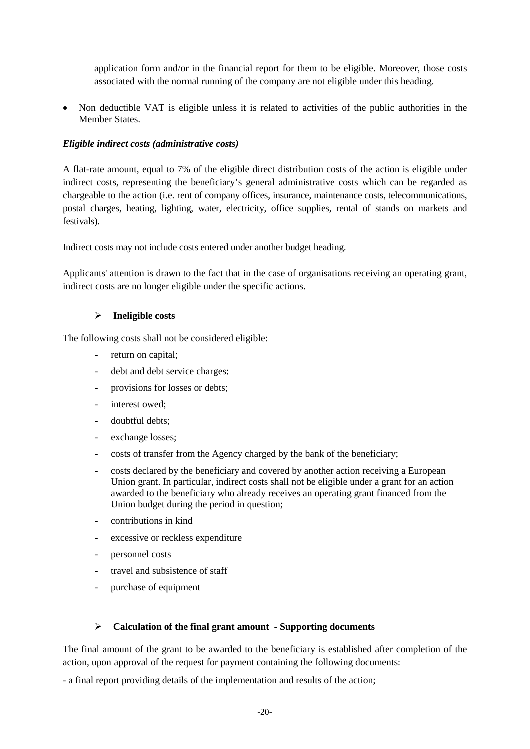application form and/or in the financial report for them to be eligible. Moreover, those costs associated with the normal running of the company are not eligible under this heading.

- Non deductible VAT is eligible unless it is related to activities of the public authorities in the Member States.

***Eligible indirect costs (administrative costs)***

A flat-rate amount, equal to 7% of the eligible direct distribution costs of the action is eligible under indirect costs, representing the beneficiary's general administrative costs which can be regarded as chargeable to the action (i.e. rent of company offices, insurance, maintenance costs, telecommunications, postal charges, heating, lighting, water, electricity, office supplies, rental of stands on markets and festivals).

Indirect costs may not include costs entered under another budget heading.

Applicants' attention is drawn to the fact that in the case of organisations receiving an operating grant, indirect costs are no longer eligible under the specific actions.

- **Ineligible costs**

The following costs shall not be considered eligible:

- return on capital;
- debt and debt service charges;
- provisions for losses or debts;
- interest owed;
- doubtful debts;
- exchange losses;
- costs of transfer from the Agency charged by the bank of the beneficiary;
- costs declared by the beneficiary and covered by another action receiving a European Union grant. In particular, indirect costs shall not be eligible under a grant for an action awarded to the beneficiary who already receives an operating grant financed from the Union budget during the period in question;
- contributions in kind
- excessive or reckless expenditure
- personnel costs
- travel and subsistence of staff
- purchase of equipment

- **Calculation of the final grant amount - Supporting documents**

The final amount of the grant to be awarded to the beneficiary is established after completion of the action, upon approval of the request for payment containing the following documents:

- a final report providing details of the implementation and results of the action;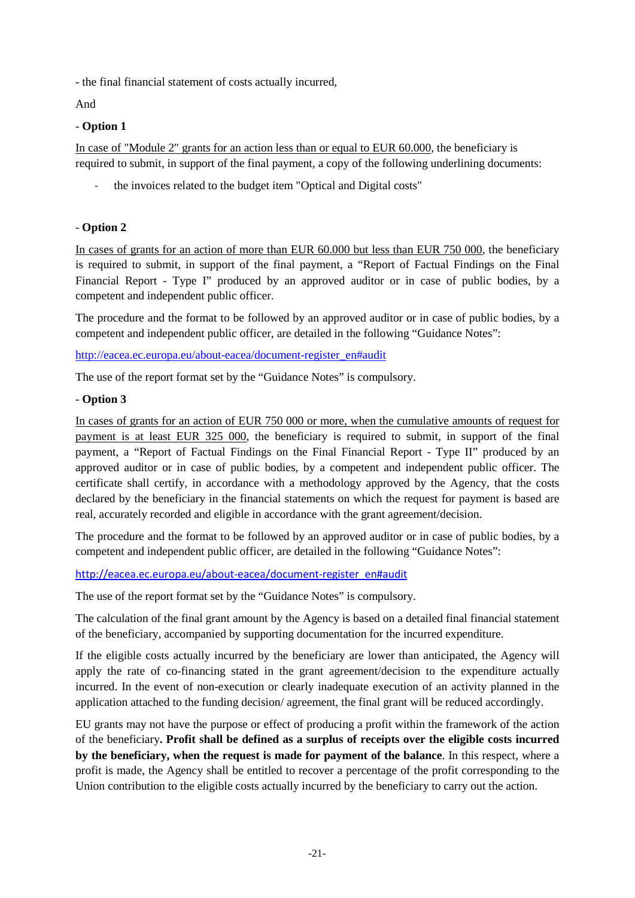- the final financial statement of costs actually incurred,

And

- **Option 1**

In case of "Module 2" grants for an action less than or equal to EUR 60.000, the beneficiary is required to submit, in support of the final payment, a copy of the following underlining documents:

- the invoices related to the budget item "Optical and Digital costs"

- **Option 2**

In cases of grants for an action of more than EUR 60.000 but less than EUR 750 000, the beneficiary is required to submit, in support of the final payment, a "Report of Factual Findings on the Final Financial Report - Type I" produced by an approved auditor or in case of public bodies, by a competent and independent public officer.

The procedure and the format to be followed by an approved auditor or in case of public bodies, by a competent and independent public officer, are detailed in the following "Guidance Notes":

http://eacea.ec.europa.eu/about-eacea/document-register_en#audit

The use of the report format set by the "Guidance Notes" is compulsory.

- **Option 3**

In cases of grants for an action of EUR 750 000 or more, when the cumulative amounts of request for payment is at least EUR 325 000, the beneficiary is required to submit, in support of the final payment, a "Report of Factual Findings on the Final Financial Report - Type II" produced by an approved auditor or in case of public bodies, by a competent and independent public officer. The certificate shall certify, in accordance with a methodology approved by the Agency, that the costs declared by the beneficiary in the financial statements on which the request for payment is based are real, accurately recorded and eligible in accordance with the grant agreement/decision.

The procedure and the format to be followed by an approved auditor or in case of public bodies, by a competent and independent public officer, are detailed in the following "Guidance Notes":

http://eacea.ec.europa.eu/about-eacea/document-register_en#audit

The use of the report format set by the "Guidance Notes" is compulsory.

The calculation of the final grant amount by the Agency is based on a detailed final financial statement of the beneficiary, accompanied by supporting documentation for the incurred expenditure.

If the eligible costs actually incurred by the beneficiary are lower than anticipated, the Agency will apply the rate of co-financing stated in the grant agreement/decision to the expenditure actually incurred. In the event of non-execution or clearly inadequate execution of an activity planned in the application attached to the funding decision/ agreement, the final grant will be reduced accordingly.

EU grants may not have the purpose or effect of producing a profit within the framework of the action of the beneficiary**. Profit shall be defined as a surplus of receipts over the eligible costs incurred by the beneficiary, when the request is made for payment of the balance**. In this respect, where a profit is made, the Agency shall be entitled to recover a percentage of the profit corresponding to the Union contribution to the eligible costs actually incurred by the beneficiary to carry out the action.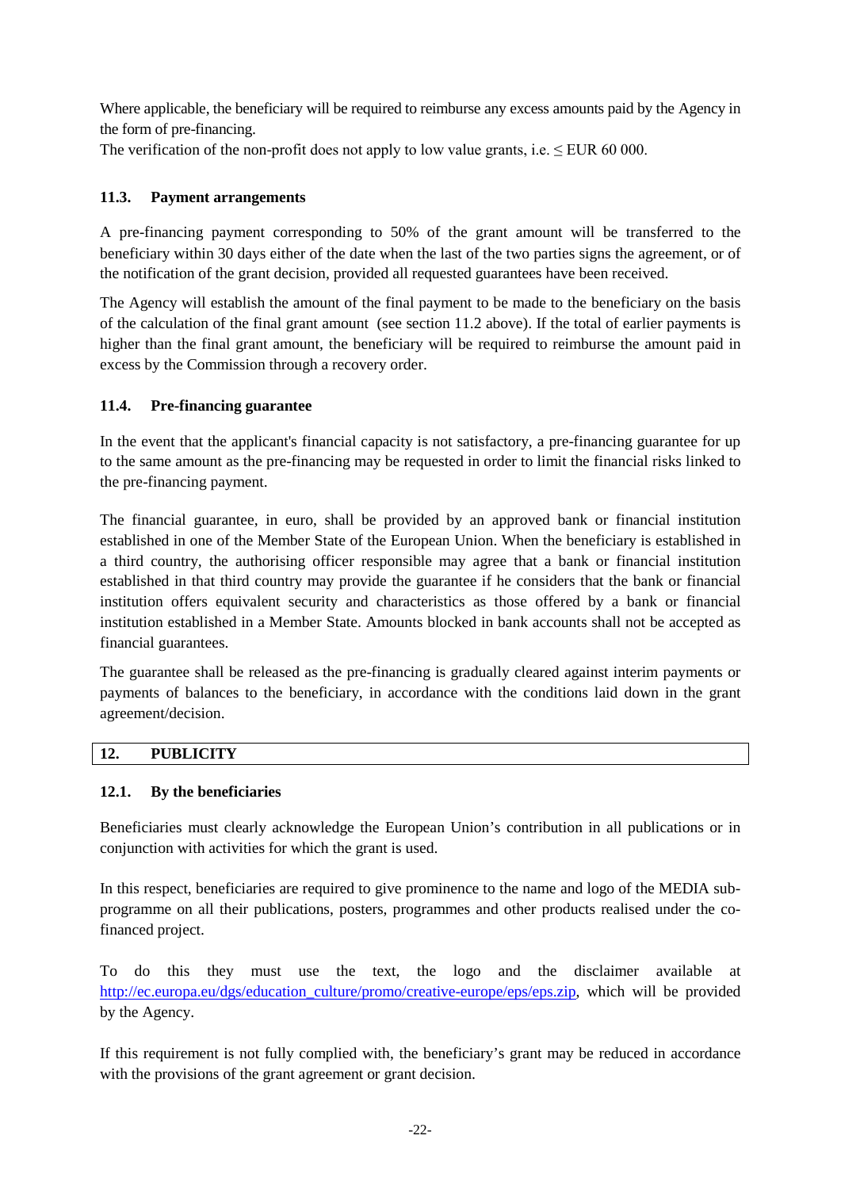Where applicable, the beneficiary will be required to reimburse any excess amounts paid by the Agency in the form of pre-financing.
The verification of the non-profit does not apply to low value grants, i.e. $\leq$ EUR 60 000.

### 11.3. Payment arrangements

A pre-financing payment corresponding to 50% of the grant amount will be transferred to the beneficiary within 30 days either of the date when the last of the two parties signs the agreement, or of the notification of the grant decision, provided all requested guarantees have been received.

The Agency will establish the amount of the final payment to be made to the beneficiary on the basis of the calculation of the final grant amount (see section 11.2 above). If the total of earlier payments is higher than the final grant amount, the beneficiary will be required to reimburse the amount paid in excess by the Commission through a recovery order.

### 11.4. Pre-financing guarantee

In the event that the applicant's financial capacity is not satisfactory, a pre-financing guarantee for up to the same amount as the pre-financing may be requested in order to limit the financial risks linked to the pre-financing payment.

The financial guarantee, in euro, shall be provided by an approved bank or financial institution established in one of the Member State of the European Union. When the beneficiary is established in a third country, the authorising officer responsible may agree that a bank or financial institution established in that third country may provide the guarantee if he considers that the bank or financial institution offers equivalent security and characteristics as those offered by a bank or financial institution established in a Member State. Amounts blocked in bank accounts shall not be accepted as financial guarantees.

The guarantee shall be released as the pre-financing is gradually cleared against interim payments or payments of balances to the beneficiary, in accordance with the conditions laid down in the grant agreement/decision.

## 12. PUBLICITY

### 12.1. By the beneficiaries

Beneficiaries must clearly acknowledge the European Union's contribution in all publications or in conjunction with activities for which the grant is used.

In this respect, beneficiaries are required to give prominence to the name and logo of the MEDIA sub-programme on all their publications, posters, programmes and other products realised under the co-financed project.

To do this they must use the text, the logo and the disclaimer available at http://ec.europa.eu/dgs/education_culture/promo/creative-europe/eps/eps.zip, which will be provided by the Agency.

If this requirement is not fully complied with, the beneficiary's grant may be reduced in accordance with the provisions of the grant agreement or grant decision.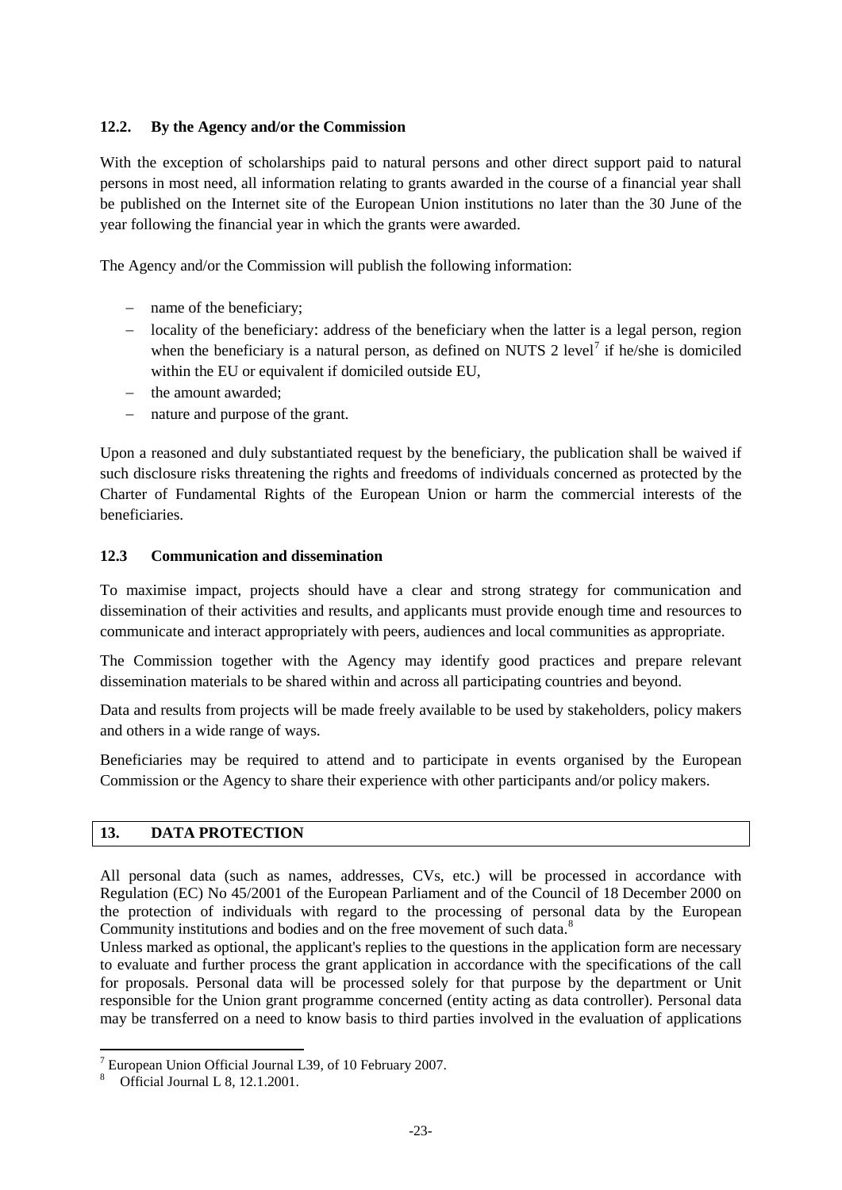### 12.2. By the Agency and/or the Commission

With the exception of scholarships paid to natural persons and other direct support paid to natural persons in most need, all information relating to grants awarded in the course of a financial year shall be published on the Internet site of the European Union institutions no later than the 30 June of the year following the financial year in which the grants were awarded.

The Agency and/or the Commission will publish the following information:

- name of the beneficiary;
- locality of the beneficiary: address of the beneficiary when the latter is a legal person, region when the beneficiary is a natural person, as defined on NUTS 2 level[7] if he/she is domiciled within the EU or equivalent if domiciled outside EU,
- the amount awarded;
- nature and purpose of the grant.

Upon a reasoned and duly substantiated request by the beneficiary, the publication shall be waived if such disclosure risks threatening the rights and freedoms of individuals concerned as protected by the Charter of Fundamental Rights of the European Union or harm the commercial interests of the beneficiaries.

### 12.3 Communication and dissemination

To maximise impact, projects should have a clear and strong strategy for communication and dissemination of their activities and results, and applicants must provide enough time and resources to communicate and interact appropriately with peers, audiences and local communities as appropriate.

The Commission together with the Agency may identify good practices and prepare relevant dissemination materials to be shared within and across all participating countries and beyond.

Data and results from projects will be made freely available to be used by stakeholders, policy makers and others in a wide range of ways.

Beneficiaries may be required to attend and to participate in events organised by the European Commission or the Agency to share their experience with other participants and/or policy makers.

## 13. DATA PROTECTION

All personal data (such as names, addresses, CVs, etc.) will be processed in accordance with Regulation (EC) No 45/2001 of the European Parliament and of the Council of 18 December 2000 on the protection of individuals with regard to the processing of personal data by the European Community institutions and bodies and on the free movement of such data.[8]

Unless marked as optional, the applicant's replies to the questions in the application form are necessary to evaluate and further process the grant application in accordance with the specifications of the call for proposals. Personal data will be processed solely for that purpose by the department or Unit responsible for the Union grant programme concerned (entity acting as data controller). Personal data may be transferred on a need to know basis to third parties involved in the evaluation of applications

---

[7] European Union Official Journal L39, of 10 February 2007.

[8] Official Journal L 8, 12.1.2001.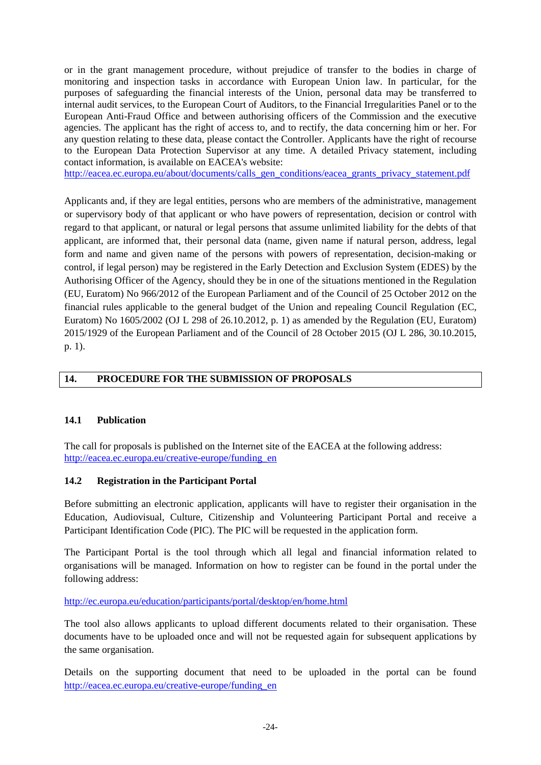or in the grant management procedure, without prejudice of transfer to the bodies in charge of monitoring and inspection tasks in accordance with European Union law. In particular, for the purposes of safeguarding the financial interests of the Union, personal data may be transferred to internal audit services, to the European Court of Auditors, to the Financial Irregularities Panel or to the European Anti-Fraud Office and between authorising officers of the Commission and the executive agencies. The applicant has the right of access to, and to rectify, the data concerning him or her. For any question relating to these data, please contact the Controller. Applicants have the right of recourse to the European Data Protection Supervisor at any time. A detailed Privacy statement, including contact information, is available on EACEA's website:
http://eacea.ec.europa.eu/about/documents/calls_gen_conditions/eacea_grants_privacy_statement.pdf

Applicants and, if they are legal entities, persons who are members of the administrative, management or supervisory body of that applicant or who have powers of representation, decision or control with regard to that applicant, or natural or legal persons that assume unlimited liability for the debts of that applicant, are informed that, their personal data (name, given name if natural person, address, legal form and name and given name of the persons with powers of representation, decision-making or control, if legal person) may be registered in the Early Detection and Exclusion System (EDES) by the Authorising Officer of the Agency, should they be in one of the situations mentioned in the Regulation (EU, Euratom) No 966/2012 of the European Parliament and of the Council of 25 October 2012 on the financial rules applicable to the general budget of the Union and repealing Council Regulation (EC, Euratom) No 1605/2002 (OJ L 298 of 26.10.2012, p. 1) as amended by the Regulation (EU, Euratom) 2015/1929 of the European Parliament and of the Council of 28 October 2015 (OJ L 286, 30.10.2015, p. 1).

## 14. PROCEDURE FOR THE SUBMISSION OF PROPOSALS

### 14.1 Publication

The call for proposals is published on the Internet site of the EACEA at the following address:
http://eacea.ec.europa.eu/creative-europe/funding_en

### 14.2 Registration in the Participant Portal

Before submitting an electronic application, applicants will have to register their organisation in the Education, Audiovisual, Culture, Citizenship and Volunteering Participant Portal and receive a Participant Identification Code (PIC). The PIC will be requested in the application form.

The Participant Portal is the tool through which all legal and financial information related to organisations will be managed. Information on how to register can be found in the portal under the following address:

http://ec.europa.eu/education/participants/portal/desktop/en/home.html

The tool also allows applicants to upload different documents related to their organisation. These documents have to be uploaded once and will not be requested again for subsequent applications by the same organisation.

Details on the supporting document that need to be uploaded in the portal can be found http://eacea.ec.europa.eu/creative-europe/funding_en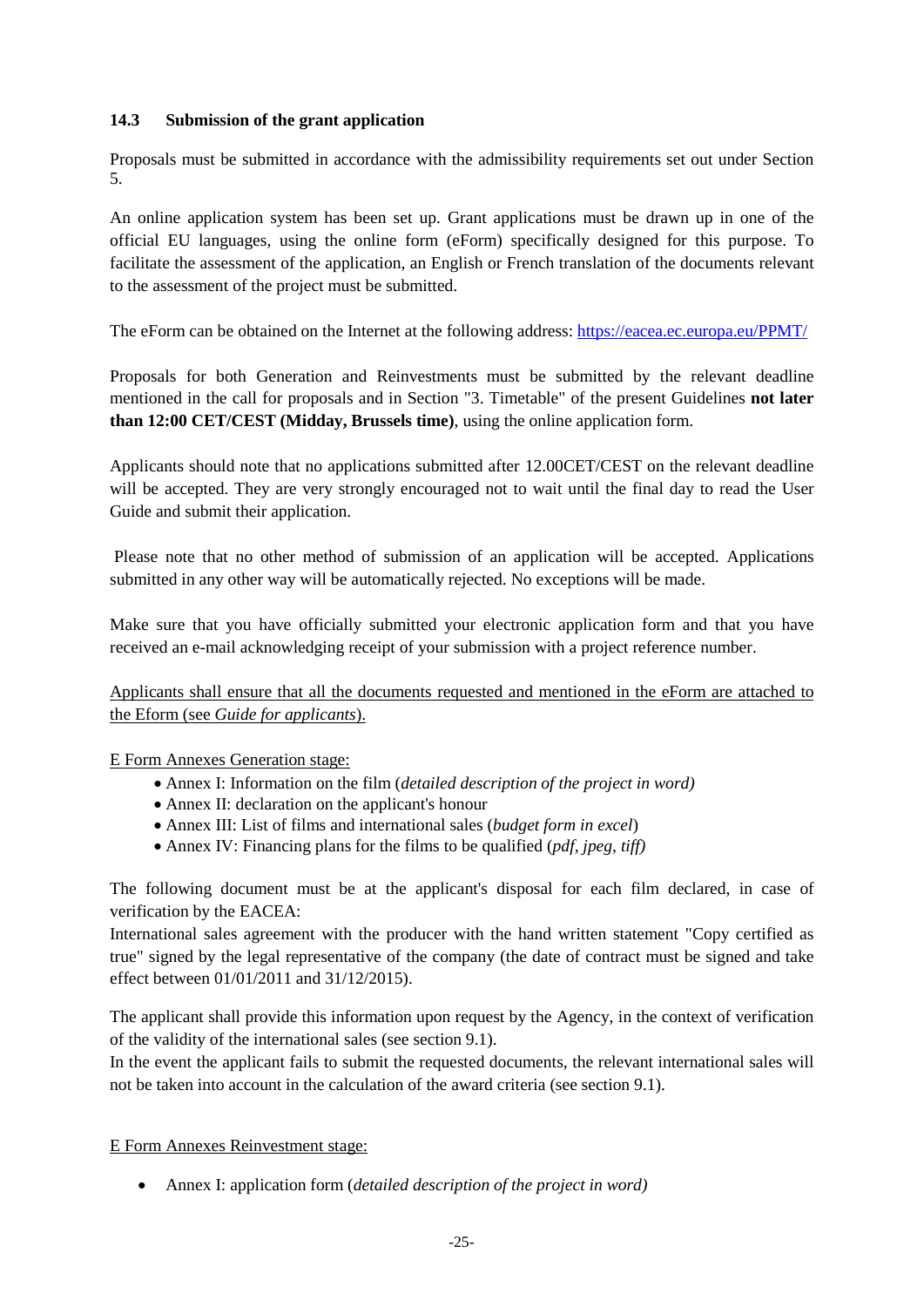### 14.3 Submission of the grant application

Proposals must be submitted in accordance with the admissibility requirements set out under Section 5.

An online application system has been set up. Grant applications must be drawn up in one of the official EU languages, using the online form (eForm) specifically designed for this purpose. To facilitate the assessment of the application, an English or French translation of the documents relevant to the assessment of the project must be submitted.

The eForm can be obtained on the Internet at the following address: https://eacea.ec.europa.eu/PPMT/

Proposals for both Generation and Reinvestments must be submitted by the relevant deadline mentioned in the call for proposals and in Section "3. Timetable" of the present Guidelines **not later than 12:00 CET/CEST (Midday, Brussels time)**, using the online application form.

Applicants should note that no applications submitted after 12.00CET/CEST on the relevant deadline will be accepted. They are very strongly encouraged not to wait until the final day to read the User Guide and submit their application.

Please note that no other method of submission of an application will be accepted. Applications submitted in any other way will be automatically rejected. No exceptions will be made.

Make sure that you have officially submitted your electronic application form and that you have received an e-mail acknowledging receipt of your submission with a project reference number.

Applicants shall ensure that all the documents requested and mentioned in the eForm are attached to the Eform (see *Guide for applicants*).

E Form Annexes Generation stage:

- Annex I: Information on the film (*detailed description of the project in word)*
- Annex II: declaration on the applicant's honour
- Annex III: List of films and international sales (*budget form in excel*)
- Annex IV: Financing plans for the films to be qualified (*pdf, jpeg, tiff)*

The following document must be at the applicant's disposal for each film declared, in case of verification by the EACEA:
International sales agreement with the producer with the hand written statement "Copy certified as true" signed by the legal representative of the company (the date of contract must be signed and take effect between 01/01/2011 and 31/12/2015).

The applicant shall provide this information upon request by the Agency, in the context of verification of the validity of the international sales (see section 9.1).
In the event the applicant fails to submit the requested documents, the relevant international sales will not be taken into account in the calculation of the award criteria (see section 9.1).

E Form Annexes Reinvestment stage:

- Annex I: application form (*detailed description of the project in word)*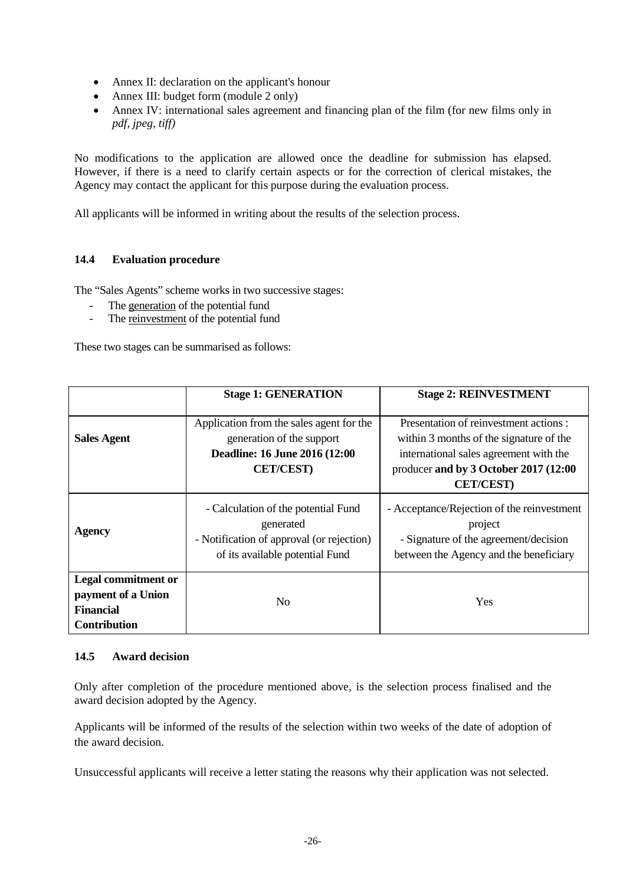- Annex II: declaration on the applicant's honour
- Annex III: budget form (module 2 only)
- Annex IV: international sales agreement and financing plan of the film (for new films only in *pdf, jpeg, tiff)*

No modifications to the application are allowed once the deadline for submission has elapsed. However, if there is a need to clarify certain aspects or for the correction of clerical mistakes, the Agency may contact the applicant for this purpose during the evaluation process.

All applicants will be informed in writing about the results of the selection process.

### 14.4 Evaluation procedure

The "Sales Agents" scheme works in two successive stages:

- The generation of the potential fund
- The reinvestment of the potential fund

These two stages can be summarised as follows:

| | **Stage 1: GENERATION** | **Stage 2: REINVESTMENT** |
|---|---|---|
| **Sales Agent** | Application from the sales agent for the generation of the support **Deadline: 16 June 2016 (12:00 CET/CEST)** | Presentation of reinvestment actions : within 3 months of the signature of the international sales agreement with the producer **and by 3 October 2017 (12:00 CET/CEST)** |
| **Agency** | - Calculation of the potential Fund generated<br>- Notification of approval (or rejection) of its available potential Fund | - Acceptance/Rejection of the reinvestment project<br>- Signature of the agreement/decision between the Agency and the beneficiary |
| **Legal commitment or payment of a Union Financial Contribution** | No | Yes |

### 14.5 Award decision

Only after completion of the procedure mentioned above, is the selection process finalised and the award decision adopted by the Agency.

Applicants will be informed of the results of the selection within two weeks of the date of adoption of the award decision.

Unsuccessful applicants will receive a letter stating the reasons why their application was not selected.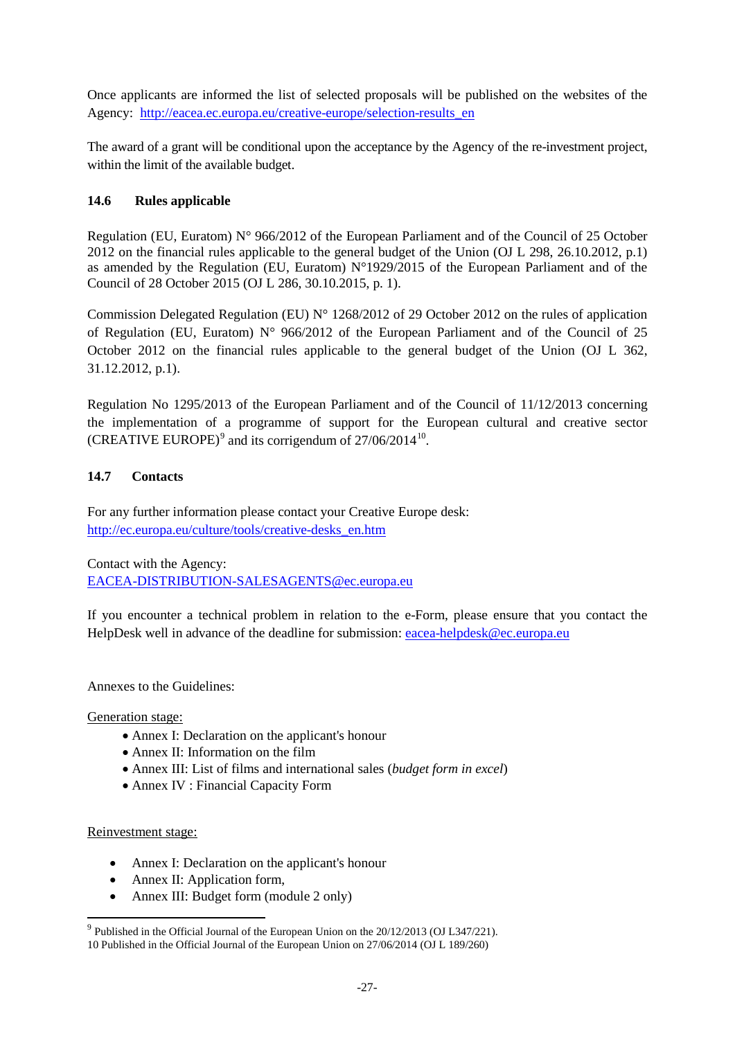Once applicants are informed the list of selected proposals will be published on the websites of the Agency: http://eacea.ec.europa.eu/creative-europe/selection-results_en

The award of a grant will be conditional upon the acceptance by the Agency of the re-investment project, within the limit of the available budget.

### 14.6 Rules applicable

Regulation (EU, Euratom) N° 966/2012 of the European Parliament and of the Council of 25 October 2012 on the financial rules applicable to the general budget of the Union (OJ L 298, 26.10.2012, p.1) as amended by the Regulation (EU, Euratom) N°1929/2015 of the European Parliament and of the Council of 28 October 2015 (OJ L 286, 30.10.2015, p. 1).

Commission Delegated Regulation (EU) N° 1268/2012 of 29 October 2012 on the rules of application of Regulation (EU, Euratom) N° 966/2012 of the European Parliament and of the Council of 25 October 2012 on the financial rules applicable to the general budget of the Union (OJ L 362, 31.12.2012, p.1).

Regulation No 1295/2013 of the European Parliament and of the Council of 11/12/2013 concerning the implementation of a programme of support for the European cultural and creative sector (CREATIVE EUROPE)[9] and its corrigendum of 27/06/2014[10].

### 14.7 Contacts

For any further information please contact your Creative Europe desk:
http://ec.europa.eu/culture/tools/creative-desks_en.htm

Contact with the Agency:
EACEA-DISTRIBUTION-SALESAGENTS@ec.europa.eu

If you encounter a technical problem in relation to the e-Form, please ensure that you contact the HelpDesk well in advance of the deadline for submission: eacea-helpdesk@ec.europa.eu

Annexes to the Guidelines:

Generation stage:

- Annex I: Declaration on the applicant's honour
- Annex II: Information on the film
- Annex III: List of films and international sales (*budget form in excel*)
- Annex IV : Financial Capacity Form

Reinvestment stage:

- Annex I: Declaration on the applicant's honour
- Annex II: Application form,
- Annex III: Budget form (module 2 only)

---

[9] Published in the Official Journal of the European Union on the 20/12/2013 (OJ L347/221).

[10] Published in the Official Journal of the European Union on 27/06/2014 (OJ L 189/260)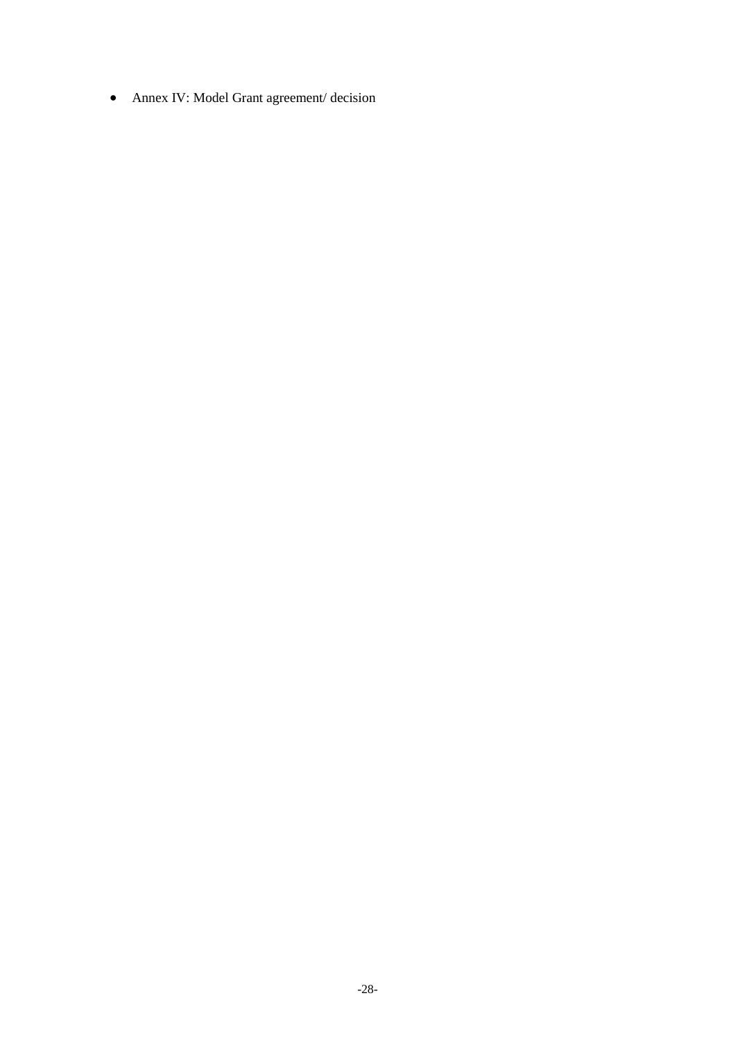- Annex IV: Model Grant agreement/ decision